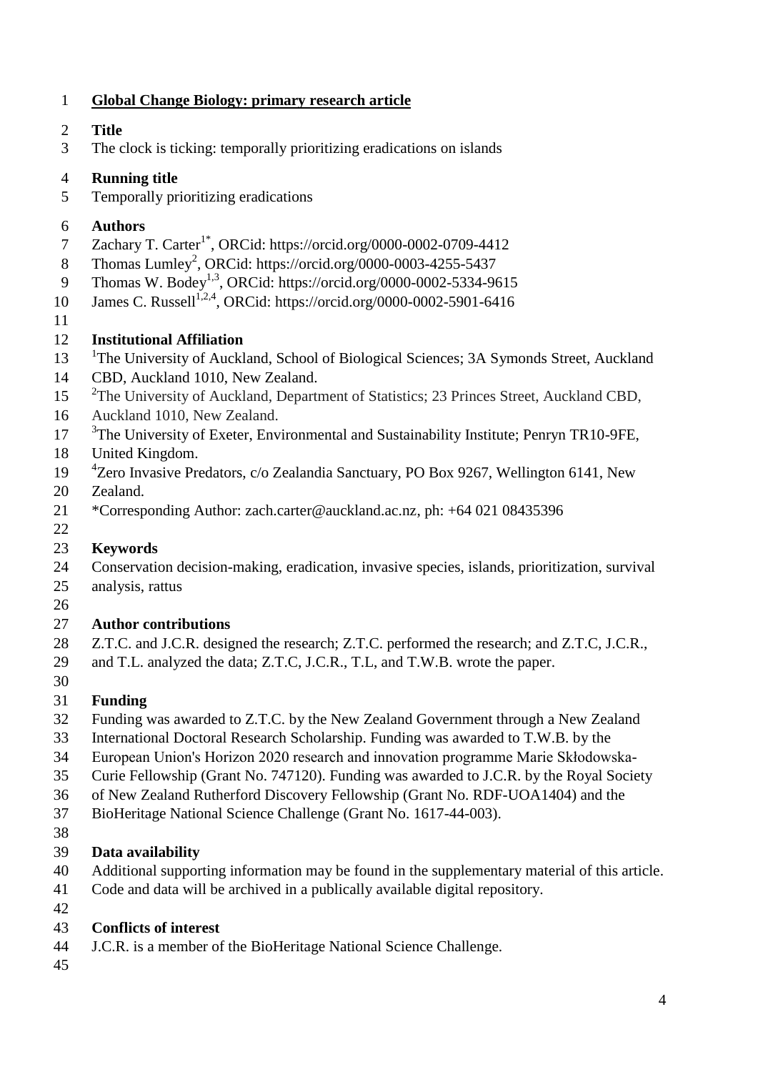**Global Change Biology: primary research article**

**Title**

The clock is ticking: temporally prioritizing eradications on islands

**Running title**

Temporally prioritizing eradications

**Authors**

Zachary T. Carter[1*], ORCid: https://orcid.org/0000-0002-0709-4412
Thomas Lumley[2], ORCid: https://orcid.org/0000-0003-4255-5437
Thomas W. Bodey[1,3], ORCid: https://orcid.org/0000-0002-5334-9615
James C. Russell[1,2,4], ORCid: https://orcid.org/0000-0002-5901-6416

**Institutional Affiliation**

[1]The University of Auckland, School of Biological Sciences; 3A Symonds Street, Auckland CBD, Auckland 1010, New Zealand.
[2]The University of Auckland, Department of Statistics; 23 Princes Street, Auckland CBD, Auckland 1010, New Zealand.
[3]The University of Exeter, Environmental and Sustainability Institute; Penryn TR10-9FE, United Kingdom.
[4]Zero Invasive Predators, c/o Zealandia Sanctuary, PO Box 9267, Wellington 6141, New Zealand.
*Corresponding Author: zach.carter@auckland.ac.nz, ph: +64 021 08435396

**Keywords**

Conservation decision-making, eradication, invasive species, islands, prioritization, survival analysis, rattus

**Author contributions**

Z.T.C. and J.C.R. designed the research; Z.T.C. performed the research; and Z.T.C, J.C.R., and T.L. analyzed the data; Z.T.C, J.C.R., T.L, and T.W.B. wrote the paper.

**Funding**

Funding was awarded to Z.T.C. by the New Zealand Government through a New Zealand International Doctoral Research Scholarship. Funding was awarded to T.W.B. by the European Union's Horizon 2020 research and innovation programme Marie Skłodowska-Curie Fellowship (Grant No. 747120). Funding was awarded to J.C.R. by the Royal Society of New Zealand Rutherford Discovery Fellowship (Grant No. RDF-UOA1404) and the BioHeritage National Science Challenge (Grant No. 1617-44-003).

**Data availability**

Additional supporting information may be found in the supplementary material of this article. Code and data will be archived in a publically available digital repository.

**Conflicts of interest**

J.C.R. is a member of the BioHeritage National Science Challenge.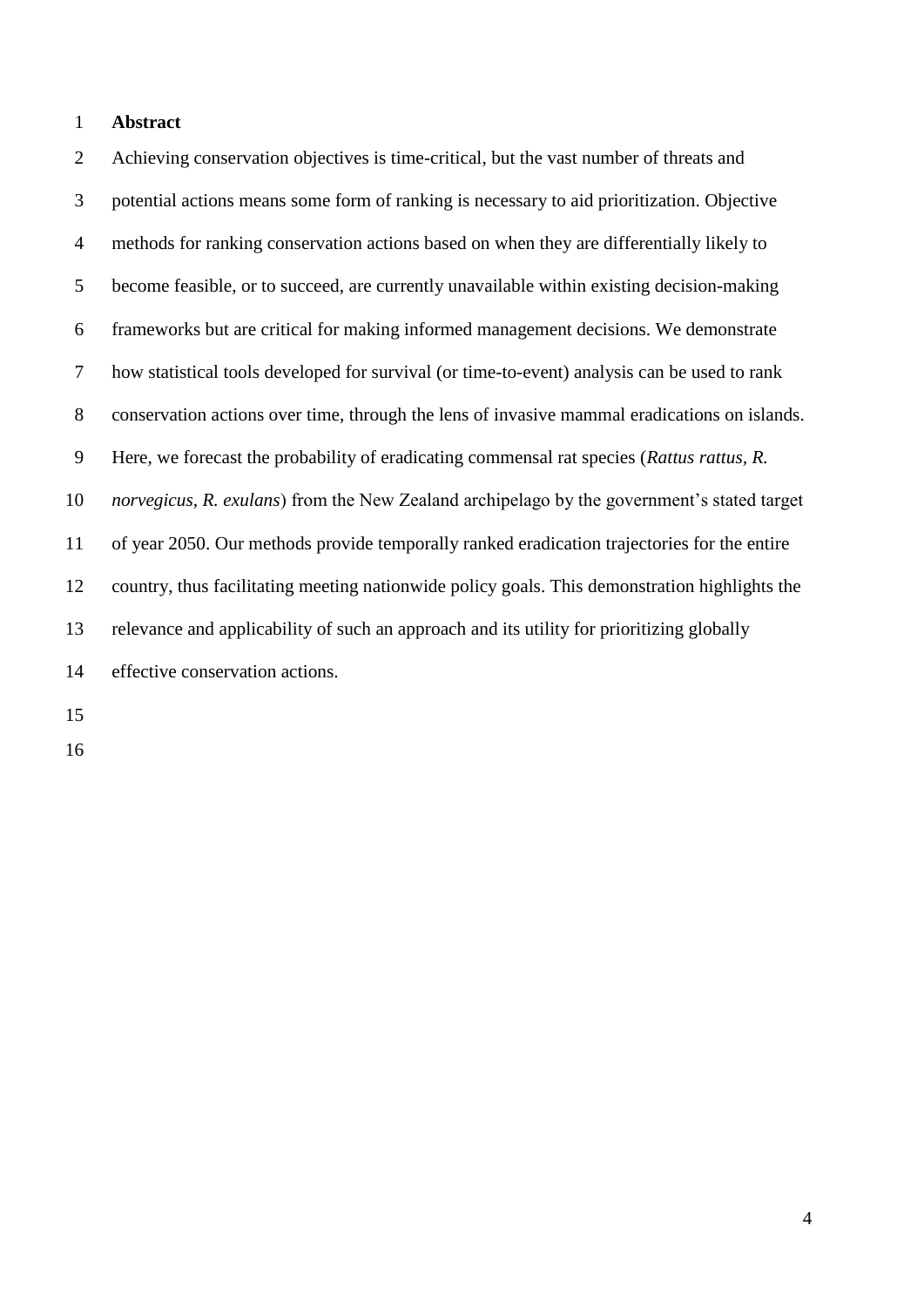## Abstract

Achieving conservation objectives is time-critical, but the vast number of threats and potential actions means some form of ranking is necessary to aid prioritization. Objective methods for ranking conservation actions based on when they are differentially likely to become feasible, or to succeed, are currently unavailable within existing decision-making frameworks but are critical for making informed management decisions. We demonstrate how statistical tools developed for survival (or time-to-event) analysis can be used to rank conservation actions over time, through the lens of invasive mammal eradications on islands. Here, we forecast the probability of eradicating commensal rat species (*Rattus rattus*, *R. norvegicus*, *R. exulans*) from the New Zealand archipelago by the government's stated target of year 2050. Our methods provide temporally ranked eradication trajectories for the entire country, thus facilitating meeting nationwide policy goals. This demonstration highlights the relevance and applicability of such an approach and its utility for prioritizing globally effective conservation actions.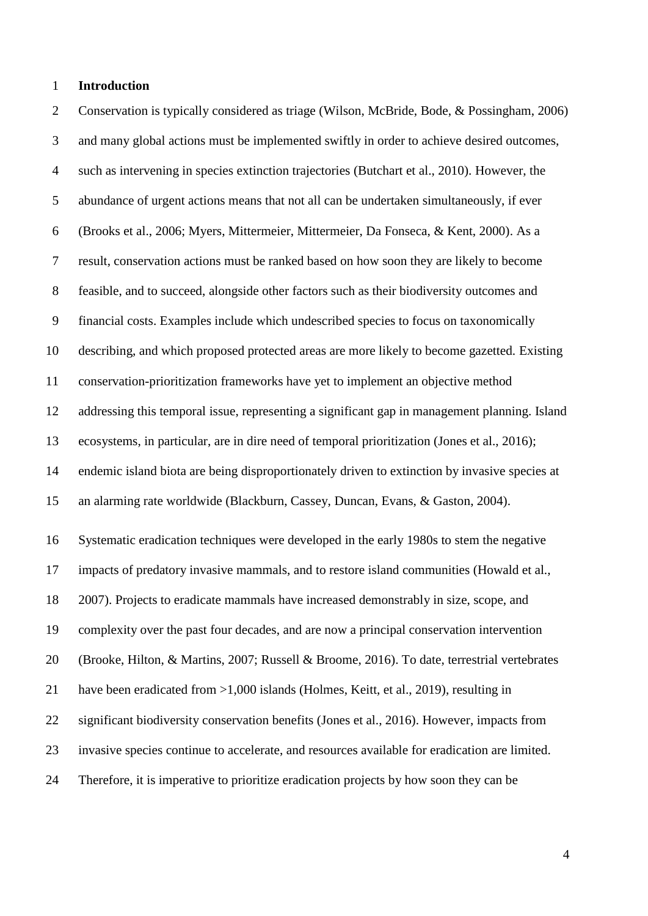# Introduction

Conservation is typically considered as triage (Wilson, McBride, Bode, & Possingham, 2006) and many global actions must be implemented swiftly in order to achieve desired outcomes, such as intervening in species extinction trajectories (Butchart et al., 2010). However, the abundance of urgent actions means that not all can be undertaken simultaneously, if ever (Brooks et al., 2006; Myers, Mittermeier, Mittermeier, Da Fonseca, & Kent, 2000). As a result, conservation actions must be ranked based on how soon they are likely to become feasible, and to succeed, alongside other factors such as their biodiversity outcomes and financial costs. Examples include which undescribed species to focus on taxonomically describing, and which proposed protected areas are more likely to become gazetted. Existing conservation-prioritization frameworks have yet to implement an objective method addressing this temporal issue, representing a significant gap in management planning. Island ecosystems, in particular, are in dire need of temporal prioritization (Jones et al., 2016); endemic island biota are being disproportionately driven to extinction by invasive species at an alarming rate worldwide (Blackburn, Cassey, Duncan, Evans, & Gaston, 2004).

Systematic eradication techniques were developed in the early 1980s to stem the negative impacts of predatory invasive mammals, and to restore island communities (Howald et al., 2007). Projects to eradicate mammals have increased demonstrably in size, scope, and complexity over the past four decades, and are now a principal conservation intervention (Brooke, Hilton, & Martins, 2007; Russell & Broome, 2016). To date, terrestrial vertebrates have been eradicated from >1,000 islands (Holmes, Keitt, et al., 2019), resulting in significant biodiversity conservation benefits (Jones et al., 2016). However, impacts from invasive species continue to accelerate, and resources available for eradication are limited. Therefore, it is imperative to prioritize eradication projects by how soon they can be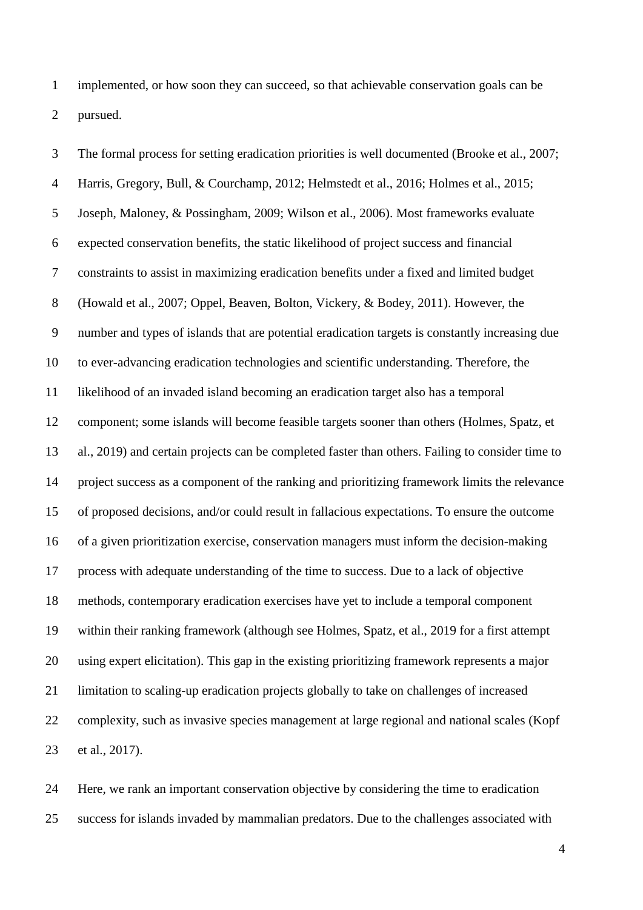implemented, or how soon they can succeed, so that achievable conservation goals can be pursued.

The formal process for setting eradication priorities is well documented (Brooke et al., 2007; Harris, Gregory, Bull, & Courchamp, 2012; Helmstedt et al., 2016; Holmes et al., 2015; Joseph, Maloney, & Possingham, 2009; Wilson et al., 2006). Most frameworks evaluate expected conservation benefits, the static likelihood of project success and financial constraints to assist in maximizing eradication benefits under a fixed and limited budget (Howald et al., 2007; Oppel, Beaven, Bolton, Vickery, & Bodey, 2011). However, the number and types of islands that are potential eradication targets is constantly increasing due to ever-advancing eradication technologies and scientific understanding. Therefore, the likelihood of an invaded island becoming an eradication target also has a temporal component; some islands will become feasible targets sooner than others (Holmes, Spatz, et al., 2019) and certain projects can be completed faster than others. Failing to consider time to project success as a component of the ranking and prioritizing framework limits the relevance of proposed decisions, and/or could result in fallacious expectations. To ensure the outcome of a given prioritization exercise, conservation managers must inform the decision-making process with adequate understanding of the time to success. Due to a lack of objective methods, contemporary eradication exercises have yet to include a temporal component within their ranking framework (although see Holmes, Spatz, et al., 2019 for a first attempt using expert elicitation). This gap in the existing prioritizing framework represents a major limitation to scaling-up eradication projects globally to take on challenges of increased complexity, such as invasive species management at large regional and national scales (Kopf et al., 2017).

Here, we rank an important conservation objective by considering the time to eradication success for islands invaded by mammalian predators. Due to the challenges associated with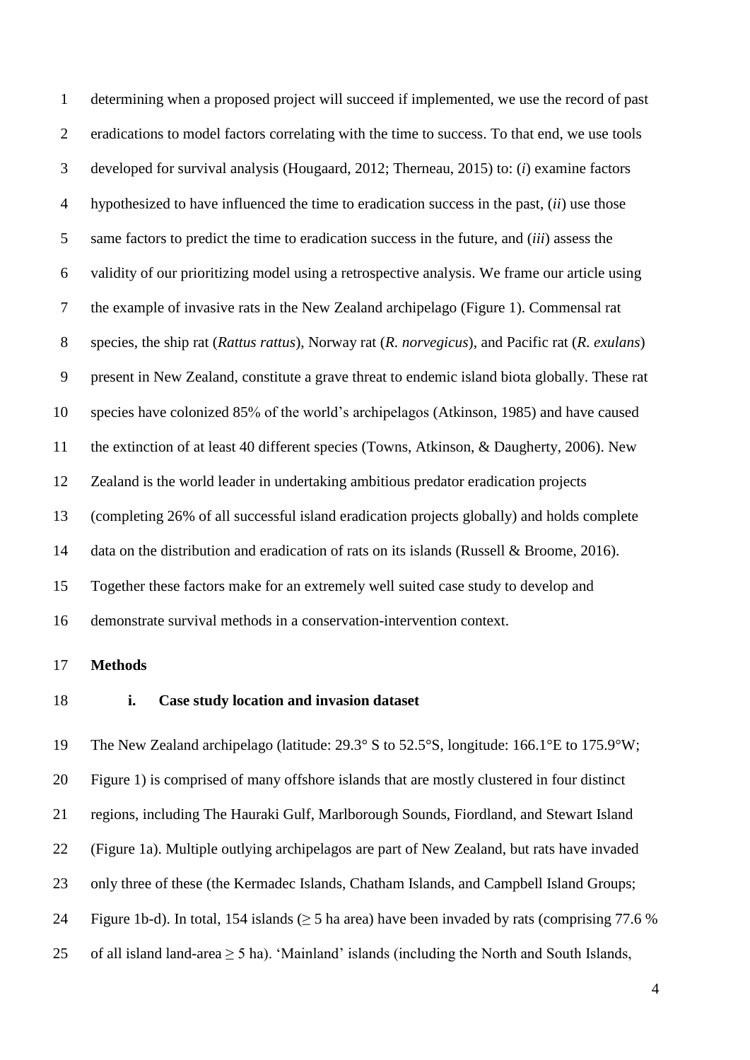determining when a proposed project will succeed if implemented, we use the record of past eradications to model factors correlating with the time to success. To that end, we use tools developed for survival analysis (Hougaard, 2012; Therneau, 2015) to: (*i*) examine factors hypothesized to have influenced the time to eradication success in the past, (*ii*) use those same factors to predict the time to eradication success in the future, and (*iii*) assess the validity of our prioritizing model using a retrospective analysis. We frame our article using the example of invasive rats in the New Zealand archipelago (Figure 1). Commensal rat species, the ship rat (*Rattus rattus*), Norway rat (*R. norvegicus*), and Pacific rat (*R. exulans*) present in New Zealand, constitute a grave threat to endemic island biota globally. These rat species have colonized 85% of the world's archipelagos (Atkinson, 1985) and have caused the extinction of at least 40 different species (Towns, Atkinson, & Daugherty, 2006). New Zealand is the world leader in undertaking ambitious predator eradication projects (completing 26% of all successful island eradication projects globally) and holds complete data on the distribution and eradication of rats on its islands (Russell & Broome, 2016). Together these factors make for an extremely well suited case study to develop and demonstrate survival methods in a conservation-intervention context.

## Methods

### i. Case study location and invasion dataset

The New Zealand archipelago (latitude: 29.3° S to 52.5°S, longitude: 166.1°E to 175.9°W; Figure 1) is comprised of many offshore islands that are mostly clustered in four distinct regions, including The Hauraki Gulf, Marlborough Sounds, Fiordland, and Stewart Island (Figure 1a). Multiple outlying archipelagos are part of New Zealand, but rats have invaded only three of these (the Kermadec Islands, Chatham Islands, and Campbell Island Groups; Figure 1b-d). In total, 154 islands ($\geq$ 5 ha area) have been invaded by rats (comprising 77.6 % of all island land-area $\geq$ 5 ha). 'Mainland' islands (including the North and South Islands,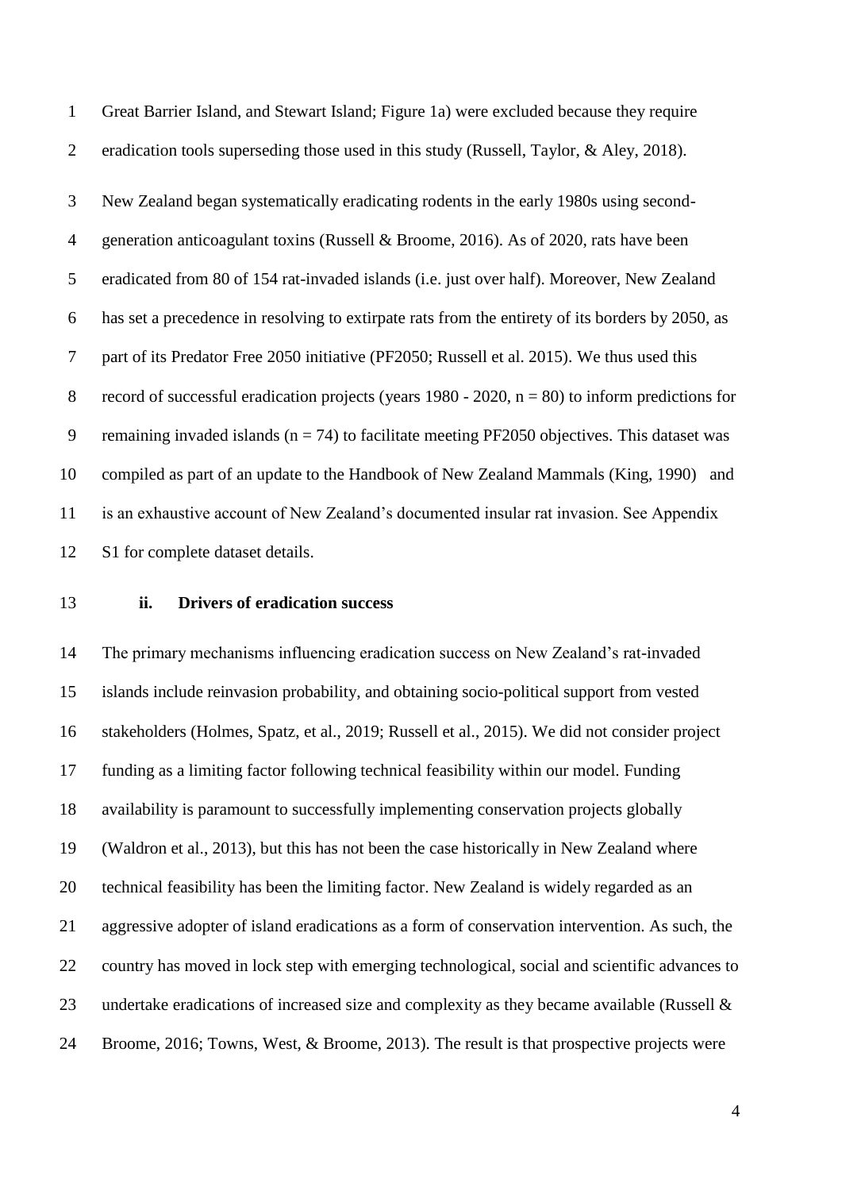Great Barrier Island, and Stewart Island; Figure 1a) were excluded because they require eradication tools superseding those used in this study (Russell, Taylor, & Aley, 2018).

New Zealand began systematically eradicating rodents in the early 1980s using second-generation anticoagulant toxins (Russell & Broome, 2016). As of 2020, rats have been eradicated from 80 of 154 rat-invaded islands (i.e. just over half). Moreover, New Zealand has set a precedence in resolving to extirpate rats from the entirety of its borders by 2050, as part of its Predator Free 2050 initiative (PF2050; Russell et al. 2015). We thus used this record of successful eradication projects (years 1980 - 2020, n = 80) to inform predictions for remaining invaded islands (n = 74) to facilitate meeting PF2050 objectives. This dataset was compiled as part of an update to the Handbook of New Zealand Mammals (King, 1990) and is an exhaustive account of New Zealand's documented insular rat invasion. See Appendix S1 for complete dataset details.

### ii. Drivers of eradication success

The primary mechanisms influencing eradication success on New Zealand's rat-invaded islands include reinvasion probability, and obtaining socio-political support from vested stakeholders (Holmes, Spatz, et al., 2019; Russell et al., 2015). We did not consider project funding as a limiting factor following technical feasibility within our model. Funding availability is paramount to successfully implementing conservation projects globally (Waldron et al., 2013), but this has not been the case historically in New Zealand where technical feasibility has been the limiting factor. New Zealand is widely regarded as an aggressive adopter of island eradications as a form of conservation intervention. As such, the country has moved in lock step with emerging technological, social and scientific advances to undertake eradications of increased size and complexity as they became available (Russell & Broome, 2016; Towns, West, & Broome, 2013). The result is that prospective projects were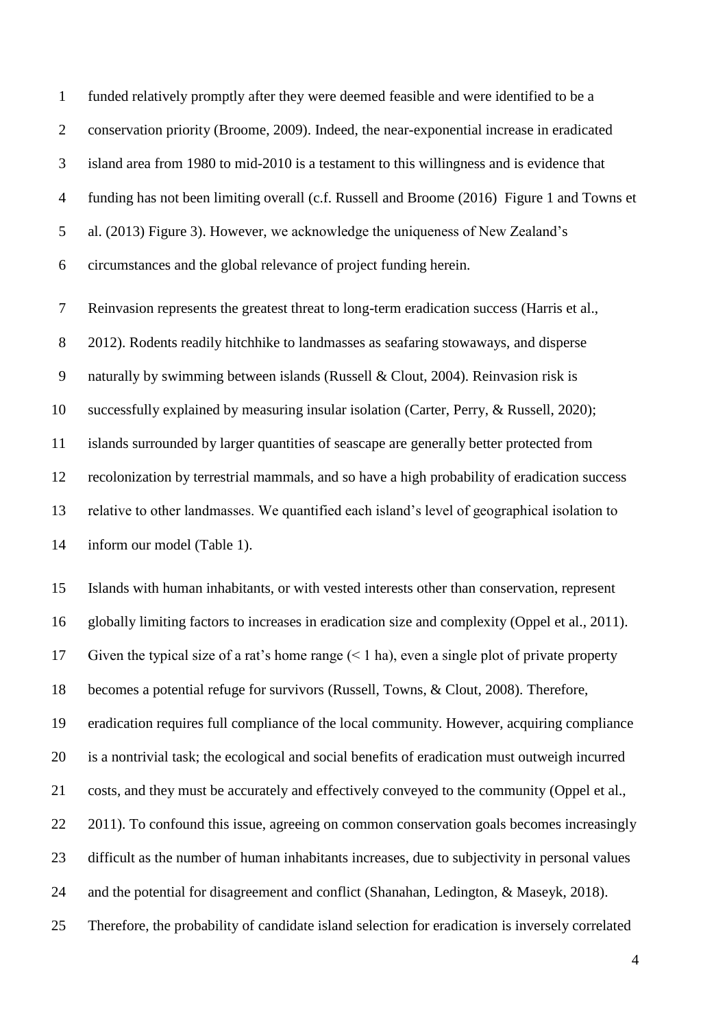funded relatively promptly after they were deemed feasible and were identified to be a conservation priority (Broome, 2009). Indeed, the near-exponential increase in eradicated island area from 1980 to mid-2010 is a testament to this willingness and is evidence that funding has not been limiting overall (c.f. Russell and Broome (2016) Figure 1 and Towns et al. (2013) Figure 3). However, we acknowledge the uniqueness of New Zealand's circumstances and the global relevance of project funding herein.

Reinvasion represents the greatest threat to long-term eradication success (Harris et al., 2012). Rodents readily hitchhike to landmasses as seafaring stowaways, and disperse naturally by swimming between islands (Russell & Clout, 2004). Reinvasion risk is successfully explained by measuring insular isolation (Carter, Perry, & Russell, 2020); islands surrounded by larger quantities of seascape are generally better protected from recolonization by terrestrial mammals, and so have a high probability of eradication success relative to other landmasses. We quantified each island's level of geographical isolation to inform our model (Table 1).

Islands with human inhabitants, or with vested interests other than conservation, represent globally limiting factors to increases in eradication size and complexity (Oppel et al., 2011). Given the typical size of a rat's home range (< 1 ha), even a single plot of private property becomes a potential refuge for survivors (Russell, Towns, & Clout, 2008). Therefore, eradication requires full compliance of the local community. However, acquiring compliance is a nontrivial task; the ecological and social benefits of eradication must outweigh incurred costs, and they must be accurately and effectively conveyed to the community (Oppel et al., 2011). To confound this issue, agreeing on common conservation goals becomes increasingly difficult as the number of human inhabitants increases, due to subjectivity in personal values and the potential for disagreement and conflict (Shanahan, Ledington, & Maseyk, 2018). Therefore, the probability of candidate island selection for eradication is inversely correlated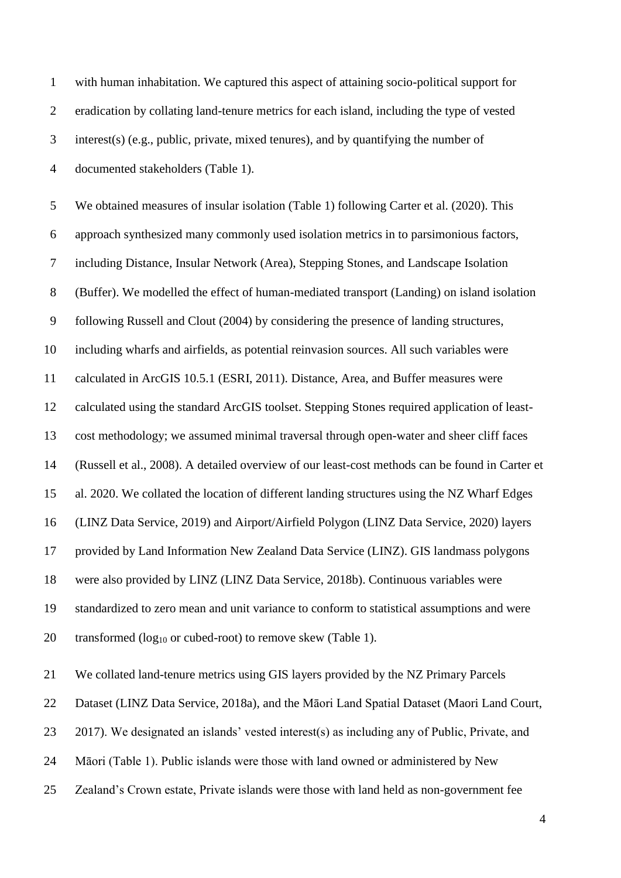with human inhabitation. We captured this aspect of attaining socio-political support for eradication by collating land-tenure metrics for each island, including the type of vested interest(s) (e.g., public, private, mixed tenures), and by quantifying the number of documented stakeholders (Table 1).

We obtained measures of insular isolation (Table 1) following Carter et al. (2020). This approach synthesized many commonly used isolation metrics in to parsimonious factors, including Distance, Insular Network (Area), Stepping Stones, and Landscape Isolation (Buffer). We modelled the effect of human-mediated transport (Landing) on island isolation following Russell and Clout (2004) by considering the presence of landing structures, including wharfs and airfields, as potential reinvasion sources. All such variables were calculated in ArcGIS 10.5.1 (ESRI, 2011). Distance, Area, and Buffer measures were calculated using the standard ArcGIS toolset. Stepping Stones required application of least-cost methodology; we assumed minimal traversal through open-water and sheer cliff faces (Russell et al., 2008). A detailed overview of our least-cost methods can be found in Carter et al. 2020. We collated the location of different landing structures using the NZ Wharf Edges (LINZ Data Service, 2019) and Airport/Airfield Polygon (LINZ Data Service, 2020) layers provided by Land Information New Zealand Data Service (LINZ). GIS landmass polygons were also provided by LINZ (LINZ Data Service, 2018b). Continuous variables were standardized to zero mean and unit variance to conform to statistical assumptions and were transformed ($\log_{10}$ or cubed-root) to remove skew (Table 1).

We collated land-tenure metrics using GIS layers provided by the NZ Primary Parcels Dataset (LINZ Data Service, 2018a), and the Māori Land Spatial Dataset (Maori Land Court, 2017). We designated an islands' vested interest(s) as including any of Public, Private, and Māori (Table 1). Public islands were those with land owned or administered by New Zealand's Crown estate, Private islands were those with land held as non-government fee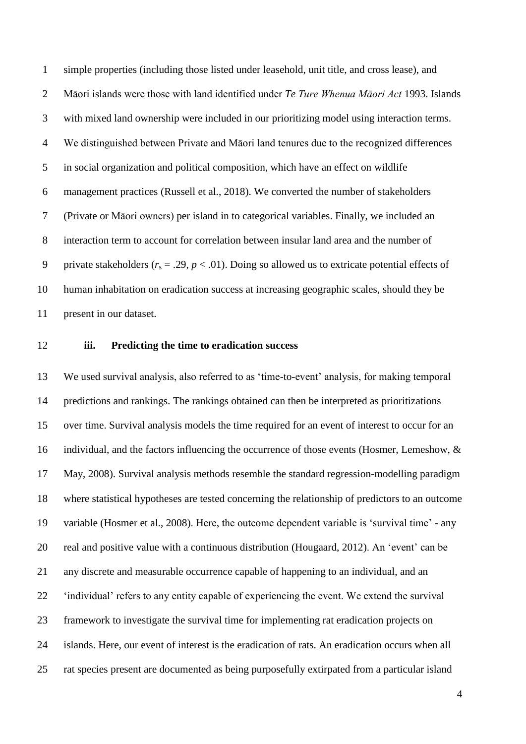simple properties (including those listed under leasehold, unit title, and cross lease), and Māori islands were those with land identified under *Te Ture Whenua Māori Act* 1993. Islands with mixed land ownership were included in our prioritizing model using interaction terms. We distinguished between Private and Māori land tenures due to the recognized differences in social organization and political composition, which have an effect on wildlife management practices (Russell et al., 2018). We converted the number of stakeholders (Private or Māori owners) per island in to categorical variables. Finally, we included an interaction term to account for correlation between insular land area and the number of private stakeholders ($r_s = .29$, $p < .01$). Doing so allowed us to extricate potential effects of human inhabitation on eradication success at increasing geographic scales, should they be present in our dataset.

### iii. Predicting the time to eradication success

We used survival analysis, also referred to as 'time-to-event' analysis, for making temporal predictions and rankings. The rankings obtained can then be interpreted as prioritizations over time. Survival analysis models the time required for an event of interest to occur for an individual, and the factors influencing the occurrence of those events (Hosmer, Lemeshow, & May, 2008). Survival analysis methods resemble the standard regression-modelling paradigm where statistical hypotheses are tested concerning the relationship of predictors to an outcome variable (Hosmer et al., 2008). Here, the outcome dependent variable is 'survival time' - any real and positive value with a continuous distribution (Hougaard, 2012). An 'event' can be any discrete and measurable occurrence capable of happening to an individual, and an 'individual' refers to any entity capable of experiencing the event. We extend the survival framework to investigate the survival time for implementing rat eradication projects on islands. Here, our event of interest is the eradication of rats. An eradication occurs when all rat species present are documented as being purposefully extirpated from a particular island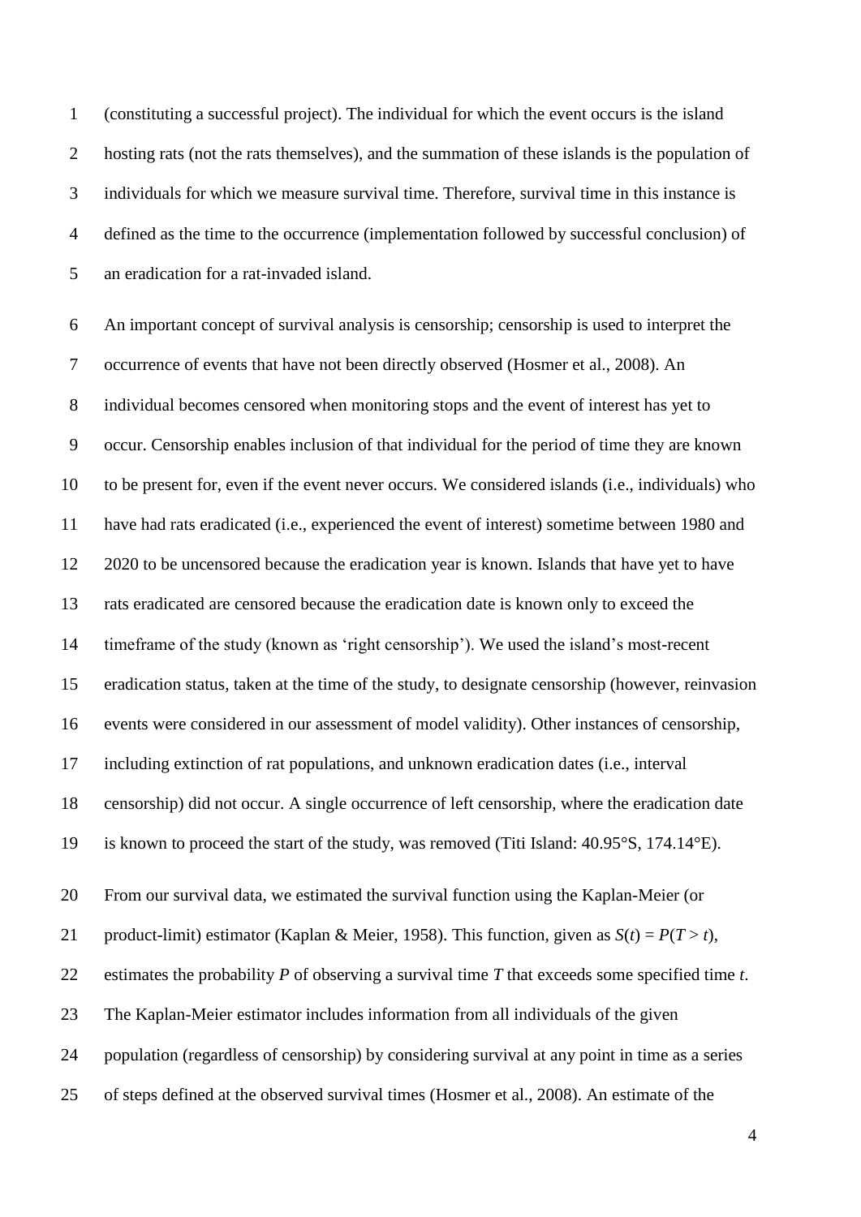(constituting a successful project). The individual for which the event occurs is the island hosting rats (not the rats themselves), and the summation of these islands is the population of individuals for which we measure survival time. Therefore, survival time in this instance is defined as the time to the occurrence (implementation followed by successful conclusion) of an eradication for a rat-invaded island.

An important concept of survival analysis is censorship; censorship is used to interpret the occurrence of events that have not been directly observed (Hosmer et al., 2008). An individual becomes censored when monitoring stops and the event of interest has yet to occur. Censorship enables inclusion of that individual for the period of time they are known to be present for, even if the event never occurs. We considered islands (i.e., individuals) who have had rats eradicated (i.e., experienced the event of interest) sometime between 1980 and 2020 to be uncensored because the eradication year is known. Islands that have yet to have rats eradicated are censored because the eradication date is known only to exceed the timeframe of the study (known as 'right censorship'). We used the island's most-recent eradication status, taken at the time of the study, to designate censorship (however, reinvasion events were considered in our assessment of model validity). Other instances of censorship, including extinction of rat populations, and unknown eradication dates (i.e., interval censorship) did not occur. A single occurrence of left censorship, where the eradication date is known to proceed the start of the study, was removed (Titi Island: 40.95°S, 174.14°E).

From our survival data, we estimated the survival function using the Kaplan-Meier (or product-limit) estimator (Kaplan & Meier, 1958). This function, given as $S(t) = P(T > t)$, estimates the probability $P$ of observing a survival time $T$ that exceeds some specified time $t$. The Kaplan-Meier estimator includes information from all individuals of the given population (regardless of censorship) by considering survival at any point in time as a series of steps defined at the observed survival times (Hosmer et al., 2008). An estimate of the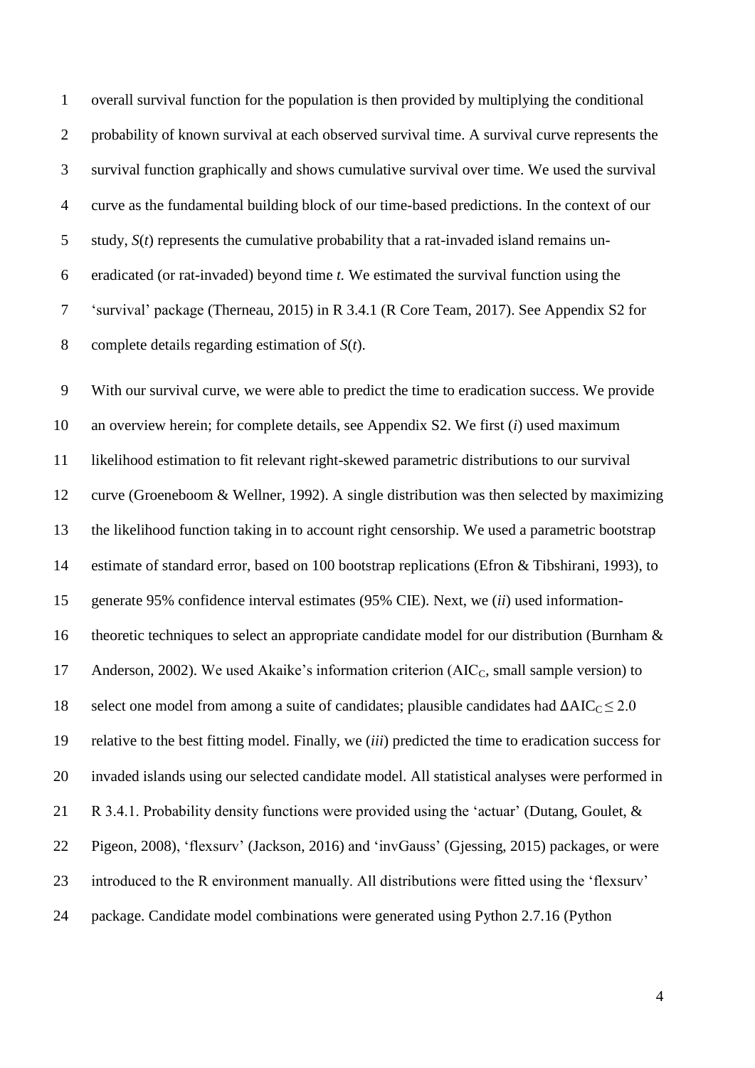overall survival function for the population is then provided by multiplying the conditional probability of known survival at each observed survival time. A survival curve represents the survival function graphically and shows cumulative survival over time. We used the survival curve as the fundamental building block of our time-based predictions. In the context of our study, $S(t)$ represents the cumulative probability that a rat-invaded island remains un-eradicated (or rat-invaded) beyond time $t$. We estimated the survival function using the 'survival' package (Therneau, 2015) in R 3.4.1 (R Core Team, 2017). See Appendix S2 for complete details regarding estimation of $S(t)$.

With our survival curve, we were able to predict the time to eradication success. We provide an overview herein; for complete details, see Appendix S2. We first (*i*) used maximum likelihood estimation to fit relevant right-skewed parametric distributions to our survival curve (Groeneboom & Wellner, 1992). A single distribution was then selected by maximizing the likelihood function taking in to account right censorship. We used a parametric bootstrap estimate of standard error, based on 100 bootstrap replications (Efron & Tibshirani, 1993), to generate 95% confidence interval estimates (95% CIE). Next, we (*ii*) used information-theoretic techniques to select an appropriate candidate model for our distribution (Burnham & Anderson, 2002). We used Akaike's information criterion ($AIC_C$, small sample version) to select one model from among a suite of candidates; plausible candidates had $\Delta AIC_C \leq 2.0$ relative to the best fitting model. Finally, we (*iii*) predicted the time to eradication success for invaded islands using our selected candidate model. All statistical analyses were performed in R 3.4.1. Probability density functions were provided using the 'actuar' (Dutang, Goulet, & Pigeon, 2008), 'flexsurv' (Jackson, 2016) and 'invGauss' (Gjessing, 2015) packages, or were introduced to the R environment manually. All distributions were fitted using the 'flexsurv' package. Candidate model combinations were generated using Python 2.7.16 (Python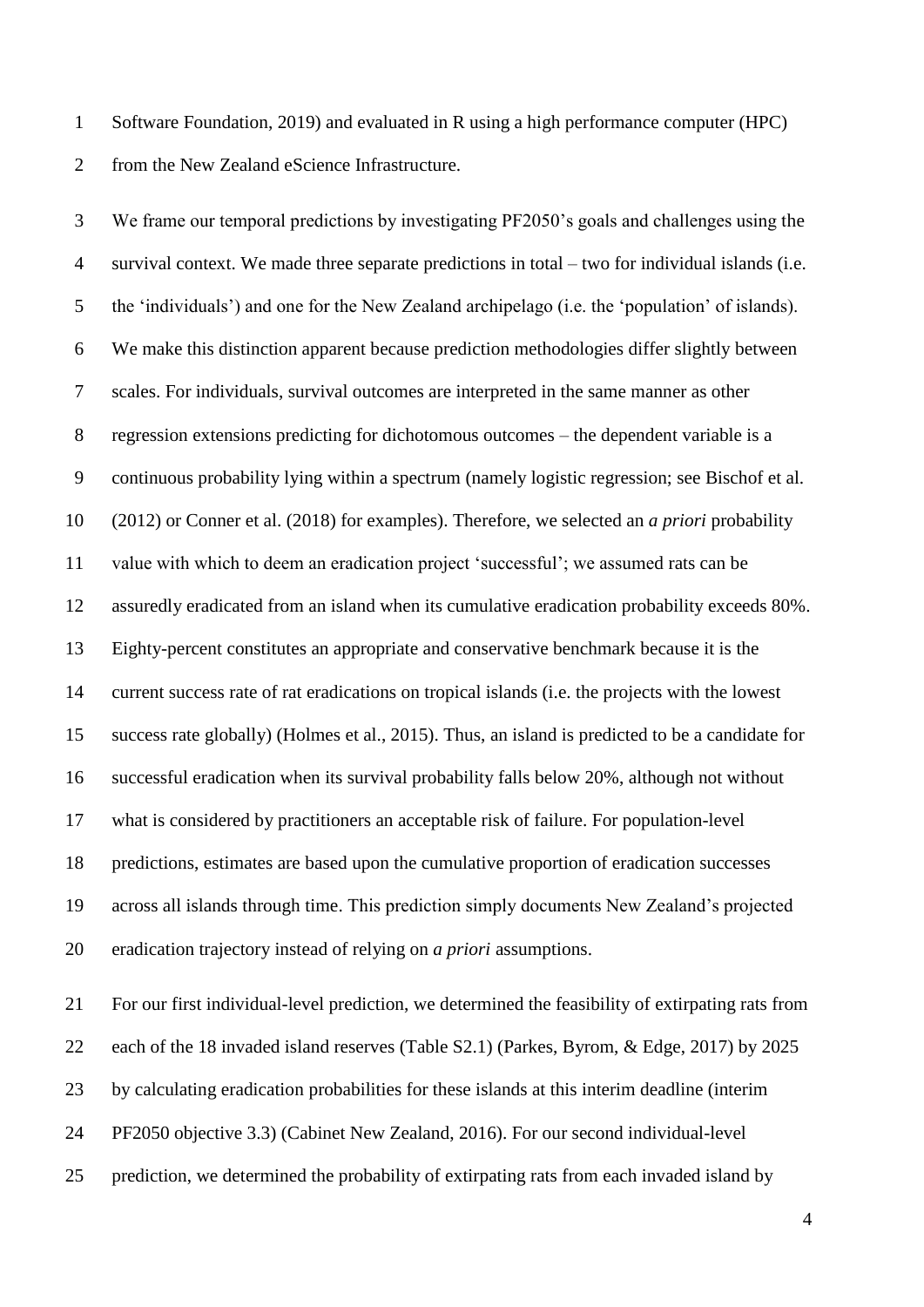Software Foundation, 2019) and evaluated in R using a high performance computer (HPC) from the New Zealand eScience Infrastructure.

We frame our temporal predictions by investigating PF2050's goals and challenges using the survival context. We made three separate predictions in total – two for individual islands (i.e. the 'individuals') and one for the New Zealand archipelago (i.e. the 'population' of islands). We make this distinction apparent because prediction methodologies differ slightly between scales. For individuals, survival outcomes are interpreted in the same manner as other regression extensions predicting for dichotomous outcomes – the dependent variable is a continuous probability lying within a spectrum (namely logistic regression; see Bischof et al. (2012) or Conner et al. (2018) for examples). Therefore, we selected an *a priori* probability value with which to deem an eradication project 'successful'; we assumed rats can be assuredly eradicated from an island when its cumulative eradication probability exceeds 80%. Eighty-percent constitutes an appropriate and conservative benchmark because it is the current success rate of rat eradications on tropical islands (i.e. the projects with the lowest success rate globally) (Holmes et al., 2015). Thus, an island is predicted to be a candidate for successful eradication when its survival probability falls below 20%, although not without what is considered by practitioners an acceptable risk of failure. For population-level predictions, estimates are based upon the cumulative proportion of eradication successes across all islands through time. This prediction simply documents New Zealand's projected eradication trajectory instead of relying on *a priori* assumptions.

For our first individual-level prediction, we determined the feasibility of extirpating rats from each of the 18 invaded island reserves (Table S2.1) (Parkes, Byrom, & Edge, 2017) by 2025 by calculating eradication probabilities for these islands at this interim deadline (interim PF2050 objective 3.3) (Cabinet New Zealand, 2016). For our second individual-level prediction, we determined the probability of extirpating rats from each invaded island by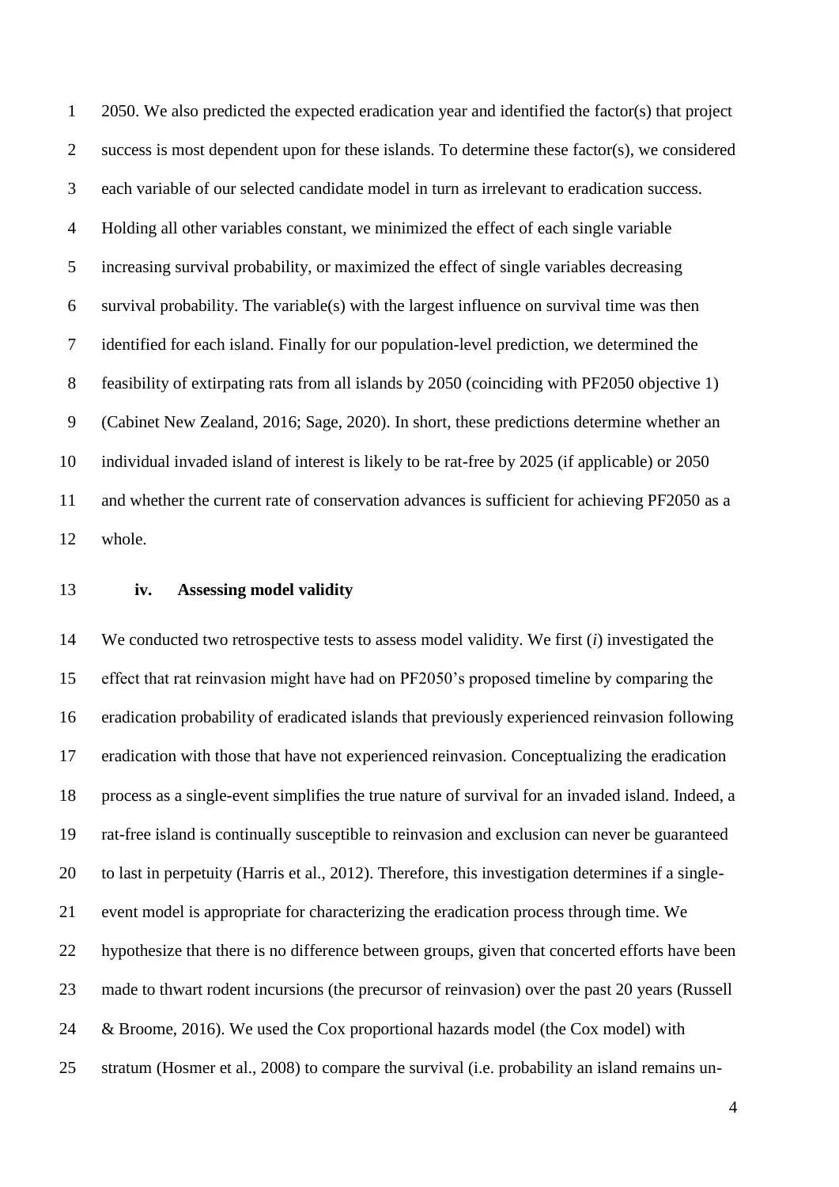2050. We also predicted the expected eradication year and identified the factor(s) that project success is most dependent upon for these islands. To determine these factor(s), we considered each variable of our selected candidate model in turn as irrelevant to eradication success. Holding all other variables constant, we minimized the effect of each single variable increasing survival probability, or maximized the effect of single variables decreasing survival probability. The variable(s) with the largest influence on survival time was then identified for each island. Finally for our population-level prediction, we determined the feasibility of extirpating rats from all islands by 2050 (coinciding with PF2050 objective 1) (Cabinet New Zealand, 2016; Sage, 2020). In short, these predictions determine whether an individual invaded island of interest is likely to be rat-free by 2025 (if applicable) or 2050 and whether the current rate of conservation advances is sufficient for achieving PF2050 as a whole.

### iv. Assessing model validity

We conducted two retrospective tests to assess model validity. We first (*i*) investigated the effect that rat reinvasion might have had on PF2050's proposed timeline by comparing the eradication probability of eradicated islands that previously experienced reinvasion following eradication with those that have not experienced reinvasion. Conceptualizing the eradication process as a single-event simplifies the true nature of survival for an invaded island. Indeed, a rat-free island is continually susceptible to reinvasion and exclusion can never be guaranteed to last in perpetuity (Harris et al., 2012). Therefore, this investigation determines if a single-event model is appropriate for characterizing the eradication process through time. We hypothesize that there is no difference between groups, given that concerted efforts have been made to thwart rodent incursions (the precursor of reinvasion) over the past 20 years (Russell & Broome, 2016). We used the Cox proportional hazards model (the Cox model) with stratum (Hosmer et al., 2008) to compare the survival (i.e. probability an island remains un-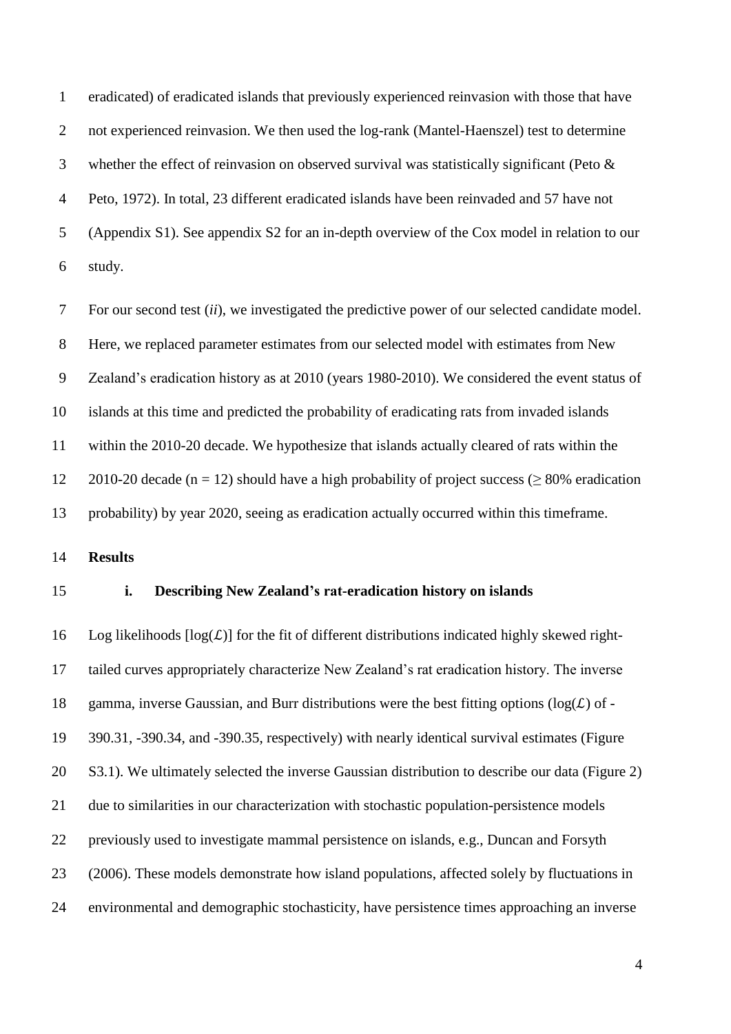eradicated) of eradicated islands that previously experienced reinvasion with those that have not experienced reinvasion. We then used the log-rank (Mantel-Haenszel) test to determine whether the effect of reinvasion on observed survival was statistically significant (Peto & Peto, 1972). In total, 23 different eradicated islands have been reinvaded and 57 have not (Appendix S1). See appendix S2 for an in-depth overview of the Cox model in relation to our study.

For our second test (*ii*), we investigated the predictive power of our selected candidate model. Here, we replaced parameter estimates from our selected model with estimates from New Zealand's eradication history as at 2010 (years 1980-2010). We considered the event status of islands at this time and predicted the probability of eradicating rats from invaded islands within the 2010-20 decade. We hypothesize that islands actually cleared of rats within the 2010-20 decade ($n = 12$) should have a high probability of project success ($\geq 80\%$ eradication probability) by year 2020, seeing as eradication actually occurred within this timeframe.

## Results

### i. Describing New Zealand's rat-eradication history on islands

Log likelihoods [$\log(\mathcal{L})$] for the fit of different distributions indicated highly skewed right-tailed curves appropriately characterize New Zealand's rat eradication history. The inverse gamma, inverse Gaussian, and Burr distributions were the best fitting options ($\log(\mathcal{L})$ of -390.31, -390.34, and -390.35, respectively) with nearly identical survival estimates (Figure S3.1). We ultimately selected the inverse Gaussian distribution to describe our data (Figure 2) due to similarities in our characterization with stochastic population-persistence models previously used to investigate mammal persistence on islands, e.g., Duncan and Forsyth (2006). These models demonstrate how island populations, affected solely by fluctuations in environmental and demographic stochasticity, have persistence times approaching an inverse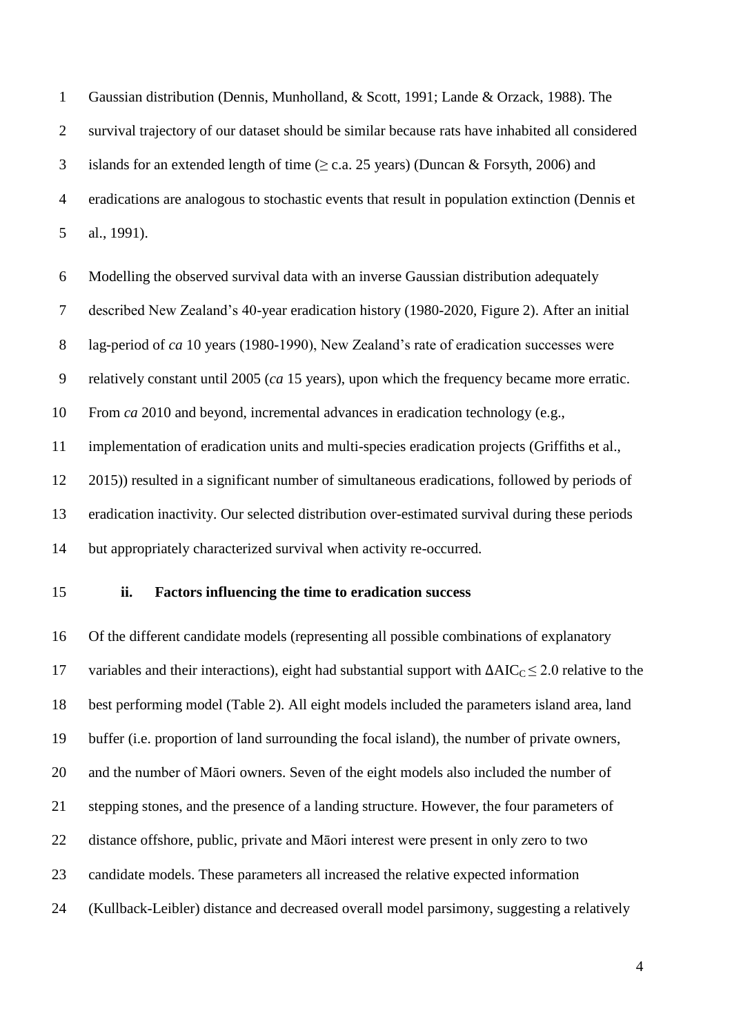Gaussian distribution (Dennis, Munholland, & Scott, 1991; Lande & Orzack, 1988). The survival trajectory of our dataset should be similar because rats have inhabited all considered islands for an extended length of time ($\geq$ c.a. 25 years) (Duncan & Forsyth, 2006) and eradications are analogous to stochastic events that result in population extinction (Dennis et al., 1991).

Modelling the observed survival data with an inverse Gaussian distribution adequately described New Zealand's 40-year eradication history (1980-2020, Figure 2). After an initial lag-period of *ca* 10 years (1980-1990), New Zealand's rate of eradication successes were relatively constant until 2005 (*ca* 15 years), upon which the frequency became more erratic. From *ca* 2010 and beyond, incremental advances in eradication technology (e.g., implementation of eradication units and multi-species eradication projects (Griffiths et al., 2015)) resulted in a significant number of simultaneous eradications, followed by periods of eradication inactivity. Our selected distribution over-estimated survival during these periods but appropriately characterized survival when activity re-occurred.

### ii. Factors influencing the time to eradication success

Of the different candidate models (representing all possible combinations of explanatory variables and their interactions), eight had substantial support with $\Delta AIC_C \leq 2.0$ relative to the best performing model (Table 2). All eight models included the parameters island area, land buffer (i.e. proportion of land surrounding the focal island), the number of private owners, and the number of Māori owners. Seven of the eight models also included the number of stepping stones, and the presence of a landing structure. However, the four parameters of distance offshore, public, private and Māori interest were present in only zero to two candidate models. These parameters all increased the relative expected information (Kullback-Leibler) distance and decreased overall model parsimony, suggesting a relatively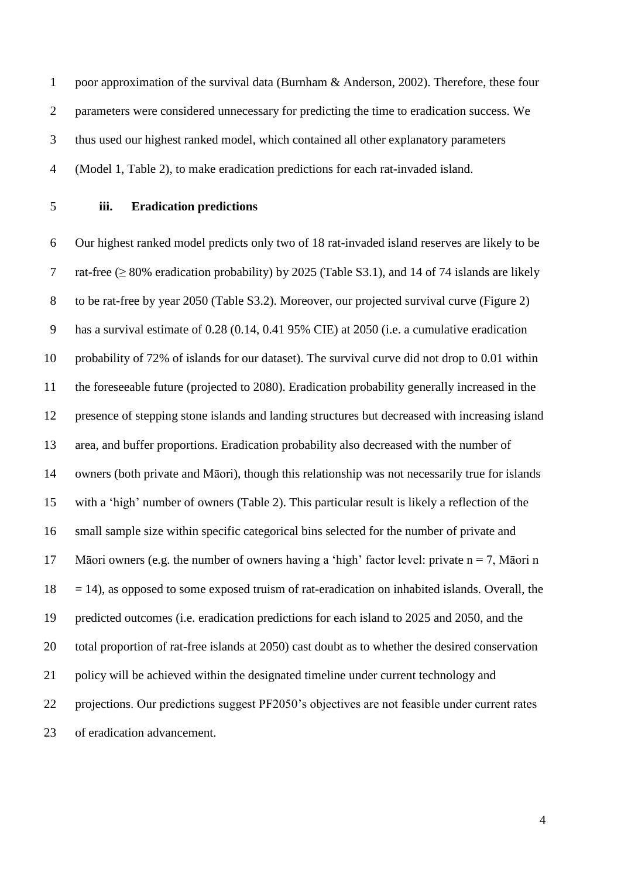poor approximation of the survival data (Burnham & Anderson, 2002). Therefore, these four parameters were considered unnecessary for predicting the time to eradication success. We thus used our highest ranked model, which contained all other explanatory parameters (Model 1, Table 2), to make eradication predictions for each rat-invaded island.

### iii. Eradication predictions

Our highest ranked model predicts only two of 18 rat-invaded island reserves are likely to be rat-free ($\geq$ 80% eradication probability) by 2025 (Table S3.1), and 14 of 74 islands are likely to be rat-free by year 2050 (Table S3.2). Moreover, our projected survival curve (Figure 2) has a survival estimate of 0.28 (0.14, 0.41 95% CIE) at 2050 (i.e. a cumulative eradication probability of 72% of islands for our dataset). The survival curve did not drop to 0.01 within the foreseeable future (projected to 2080). Eradication probability generally increased in the presence of stepping stone islands and landing structures but decreased with increasing island area, and buffer proportions. Eradication probability also decreased with the number of owners (both private and Māori), though this relationship was not necessarily true for islands with a 'high' number of owners (Table 2). This particular result is likely a reflection of the small sample size within specific categorical bins selected for the number of private and Māori owners (e.g. the number of owners having a 'high' factor level: private $n = 7$, Māori $n = 14$), as opposed to some exposed truism of rat-eradication on inhabited islands. Overall, the predicted outcomes (i.e. eradication predictions for each island to 2025 and 2050, and the total proportion of rat-free islands at 2050) cast doubt as to whether the desired conservation policy will be achieved within the designated timeline under current technology and projections. Our predictions suggest PF2050's objectives are not feasible under current rates of eradication advancement.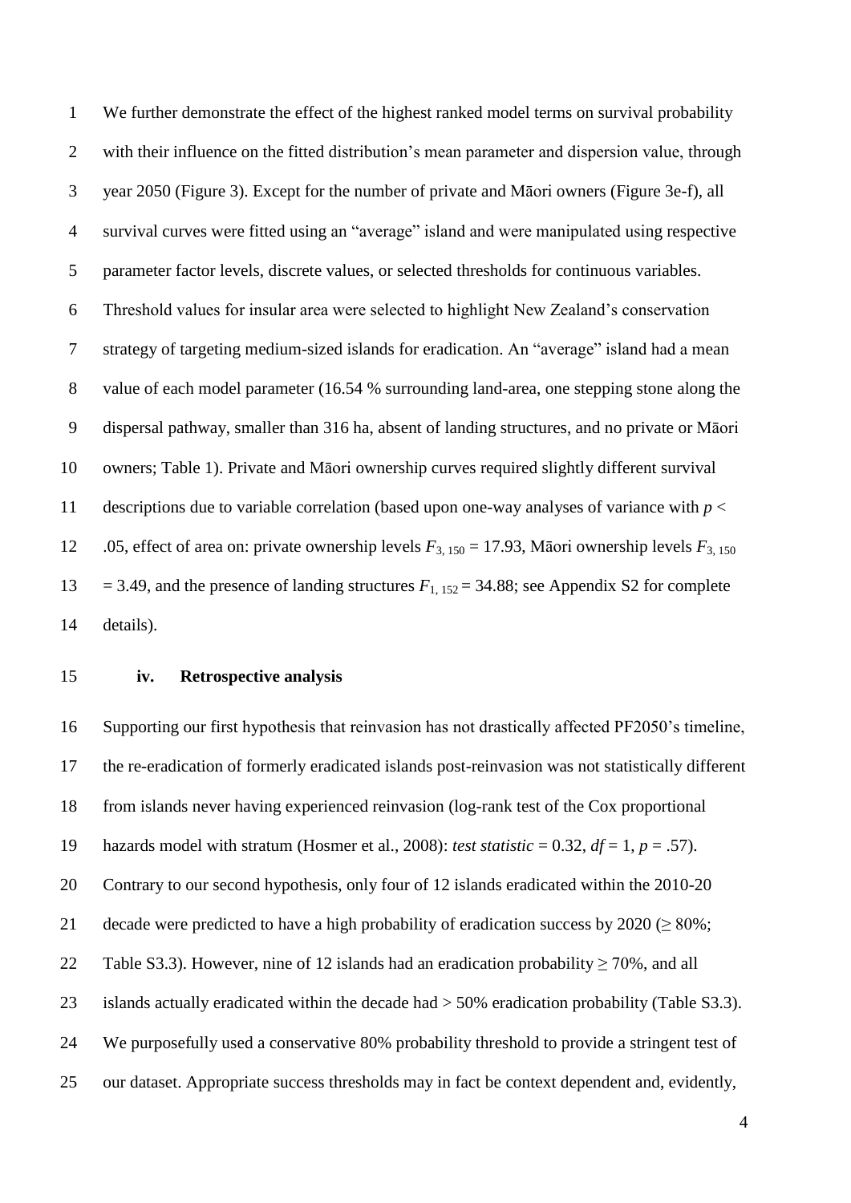We further demonstrate the effect of the highest ranked model terms on survival probability with their influence on the fitted distribution's mean parameter and dispersion value, through year 2050 (Figure 3). Except for the number of private and Māori owners (Figure 3e-f), all survival curves were fitted using an "average" island and were manipulated using respective parameter factor levels, discrete values, or selected thresholds for continuous variables. Threshold values for insular area were selected to highlight New Zealand's conservation strategy of targeting medium-sized islands for eradication. An "average" island had a mean value of each model parameter (16.54 % surrounding land-area, one stepping stone along the dispersal pathway, smaller than 316 ha, absent of landing structures, and no private or Māori owners; Table 1). Private and Māori ownership curves required slightly different survival descriptions due to variable correlation (based upon one-way analyses of variance with $p <$ .05, effect of area on: private ownership levels $F_{3,\,150} = 17.93$, Māori ownership levels $F_{3,\,150} = 3.49$, and the presence of landing structures $F_{1,\,152} = 34.88$; see Appendix S2 for complete details).

### iv. Retrospective analysis

Supporting our first hypothesis that reinvasion has not drastically affected PF2050's timeline, the re-eradication of formerly eradicated islands post-reinvasion was not statistically different from islands never having experienced reinvasion (log-rank test of the Cox proportional hazards model with stratum (Hosmer et al., 2008): *test statistic* = 0.32, $df = 1$, $p = .57$). Contrary to our second hypothesis, only four of 12 islands eradicated within the 2010-20 decade were predicted to have a high probability of eradication success by 2020 ($\geq 80\%$; Table S3.3). However, nine of 12 islands had an eradication probability $\geq 70\%$, and all islands actually eradicated within the decade had $> 50\%$ eradication probability (Table S3.3). We purposefully used a conservative 80% probability threshold to provide a stringent test of our dataset. Appropriate success thresholds may in fact be context dependent and, evidently,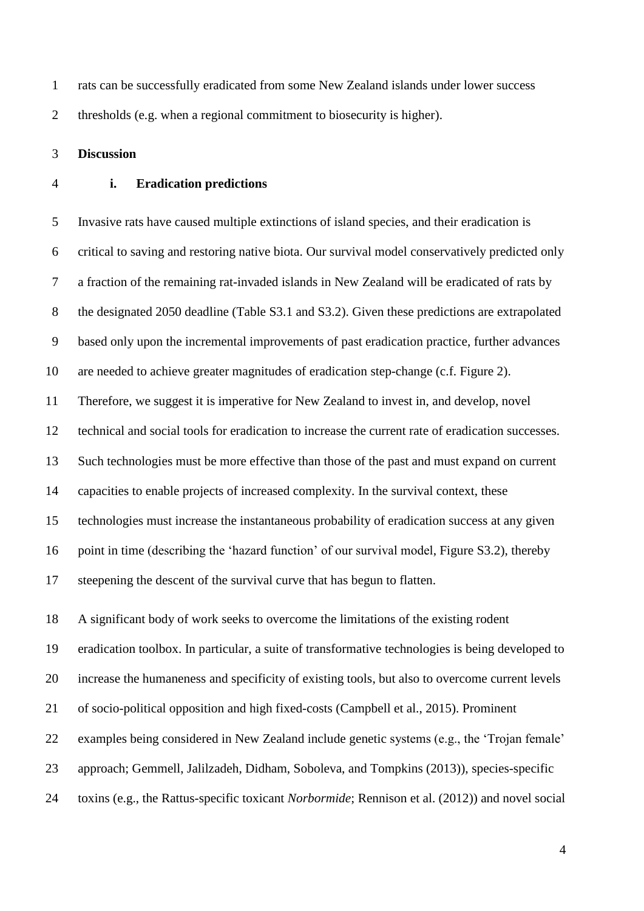rats can be successfully eradicated from some New Zealand islands under lower success thresholds (e.g. when a regional commitment to biosecurity is higher).

## Discussion

### i. Eradication predictions

Invasive rats have caused multiple extinctions of island species, and their eradication is critical to saving and restoring native biota. Our survival model conservatively predicted only a fraction of the remaining rat-invaded islands in New Zealand will be eradicated of rats by the designated 2050 deadline (Table S3.1 and S3.2). Given these predictions are extrapolated based only upon the incremental improvements of past eradication practice, further advances are needed to achieve greater magnitudes of eradication step-change (c.f. Figure 2). Therefore, we suggest it is imperative for New Zealand to invest in, and develop, novel technical and social tools for eradication to increase the current rate of eradication successes. Such technologies must be more effective than those of the past and must expand on current capacities to enable projects of increased complexity. In the survival context, these technologies must increase the instantaneous probability of eradication success at any given point in time (describing the 'hazard function' of our survival model, Figure S3.2), thereby steepening the descent of the survival curve that has begun to flatten.

A significant body of work seeks to overcome the limitations of the existing rodent eradication toolbox. In particular, a suite of transformative technologies is being developed to increase the humaneness and specificity of existing tools, but also to overcome current levels of socio-political opposition and high fixed-costs (Campbell et al., 2015). Prominent examples being considered in New Zealand include genetic systems (e.g., the 'Trojan female' approach; Gemmell, Jalilzadeh, Didham, Soboleva, and Tompkins (2013)), species-specific toxins (e.g., the Rattus-specific toxicant *Norbormide*; Rennison et al. (2012)) and novel social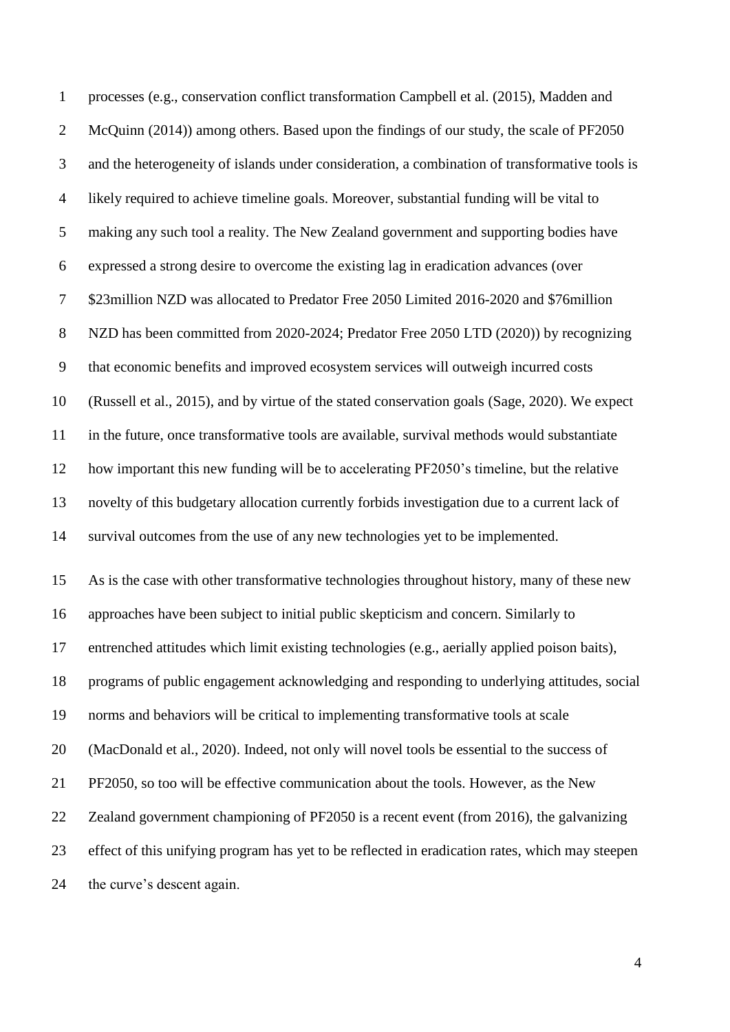processes (e.g., conservation conflict transformation Campbell et al. (2015), Madden and McQuinn (2014)) among others. Based upon the findings of our study, the scale of PF2050 and the heterogeneity of islands under consideration, a combination of transformative tools is likely required to achieve timeline goals. Moreover, substantial funding will be vital to making any such tool a reality. The New Zealand government and supporting bodies have expressed a strong desire to overcome the existing lag in eradication advances (over $23million NZD was allocated to Predator Free 2050 Limited 2016-2020 and $76million NZD has been committed from 2020-2024; Predator Free 2050 LTD (2020)) by recognizing that economic benefits and improved ecosystem services will outweigh incurred costs (Russell et al., 2015), and by virtue of the stated conservation goals (Sage, 2020). We expect in the future, once transformative tools are available, survival methods would substantiate how important this new funding will be to accelerating PF2050's timeline, but the relative novelty of this budgetary allocation currently forbids investigation due to a current lack of survival outcomes from the use of any new technologies yet to be implemented.

As is the case with other transformative technologies throughout history, many of these new approaches have been subject to initial public skepticism and concern. Similarly to entrenched attitudes which limit existing technologies (e.g., aerially applied poison baits), programs of public engagement acknowledging and responding to underlying attitudes, social norms and behaviors will be critical to implementing transformative tools at scale (MacDonald et al., 2020). Indeed, not only will novel tools be essential to the success of PF2050, so too will be effective communication about the tools. However, as the New Zealand government championing of PF2050 is a recent event (from 2016), the galvanizing effect of this unifying program has yet to be reflected in eradication rates, which may steepen the curve's descent again.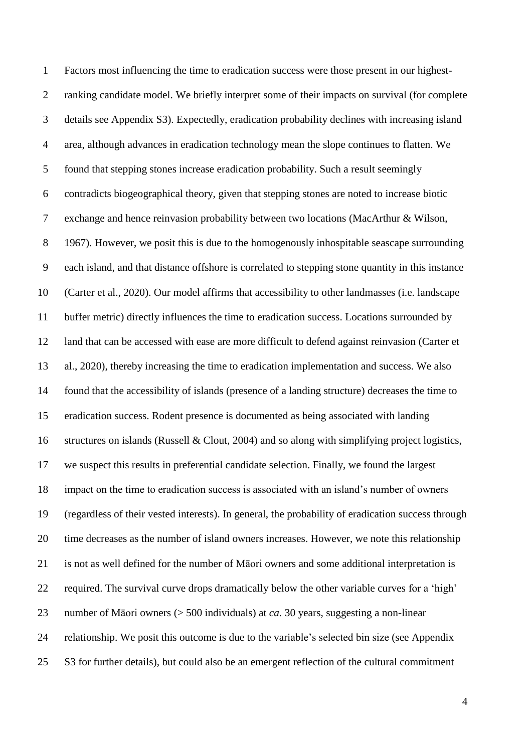Factors most influencing the time to eradication success were those present in our highest-ranking candidate model. We briefly interpret some of their impacts on survival (for complete details see Appendix S3). Expectedly, eradication probability declines with increasing island area, although advances in eradication technology mean the slope continues to flatten. We found that stepping stones increase eradication probability. Such a result seemingly contradicts biogeographical theory, given that stepping stones are noted to increase biotic exchange and hence reinvasion probability between two locations (MacArthur & Wilson, 1967). However, we posit this is due to the homogenously inhospitable seascape surrounding each island, and that distance offshore is correlated to stepping stone quantity in this instance (Carter et al., 2020). Our model affirms that accessibility to other landmasses (i.e. landscape buffer metric) directly influences the time to eradication success. Locations surrounded by land that can be accessed with ease are more difficult to defend against reinvasion (Carter et al., 2020), thereby increasing the time to eradication implementation and success. We also found that the accessibility of islands (presence of a landing structure) decreases the time to eradication success. Rodent presence is documented as being associated with landing structures on islands (Russell & Clout, 2004) and so along with simplifying project logistics, we suspect this results in preferential candidate selection. Finally, we found the largest impact on the time to eradication success is associated with an island's number of owners (regardless of their vested interests). In general, the probability of eradication success through time decreases as the number of island owners increases. However, we note this relationship is not as well defined for the number of Māori owners and some additional interpretation is required. The survival curve drops dramatically below the other variable curves for a 'high' number of Māori owners (> 500 individuals) at *ca.* 30 years, suggesting a non-linear relationship. We posit this outcome is due to the variable's selected bin size (see Appendix S3 for further details), but could also be an emergent reflection of the cultural commitment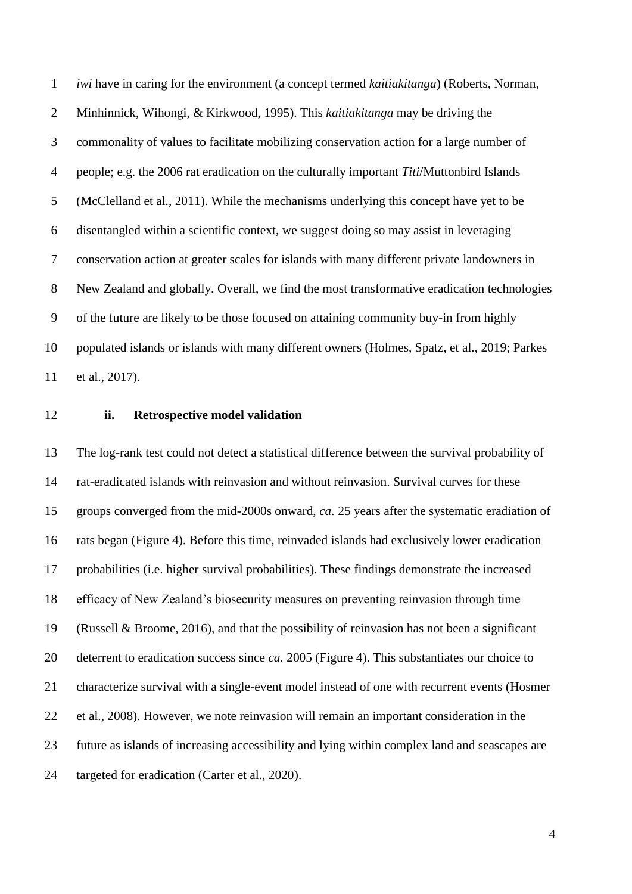*iwi* have in caring for the environment (a concept termed *kaitiakitanga*) (Roberts, Norman, Minhinnick, Wihongi, & Kirkwood, 1995). This *kaitiakitanga* may be driving the commonality of values to facilitate mobilizing conservation action for a large number of people; e.g. the 2006 rat eradication on the culturally important *Titi*/Muttonbird Islands (McClelland et al., 2011). While the mechanisms underlying this concept have yet to be disentangled within a scientific context, we suggest doing so may assist in leveraging conservation action at greater scales for islands with many different private landowners in New Zealand and globally. Overall, we find the most transformative eradication technologies of the future are likely to be those focused on attaining community buy-in from highly populated islands or islands with many different owners (Holmes, Spatz, et al., 2019; Parkes et al., 2017).

### ii. Retrospective model validation

The log-rank test could not detect a statistical difference between the survival probability of rat-eradicated islands with reinvasion and without reinvasion. Survival curves for these groups converged from the mid-2000s onward, *ca*. 25 years after the systematic eradiation of rats began (Figure 4). Before this time, reinvaded islands had exclusively lower eradication probabilities (i.e. higher survival probabilities). These findings demonstrate the increased efficacy of New Zealand's biosecurity measures on preventing reinvasion through time (Russell & Broome, 2016), and that the possibility of reinvasion has not been a significant deterrent to eradication success since *ca.* 2005 (Figure 4). This substantiates our choice to characterize survival with a single-event model instead of one with recurrent events (Hosmer et al., 2008). However, we note reinvasion will remain an important consideration in the future as islands of increasing accessibility and lying within complex land and seascapes are targeted for eradication (Carter et al., 2020).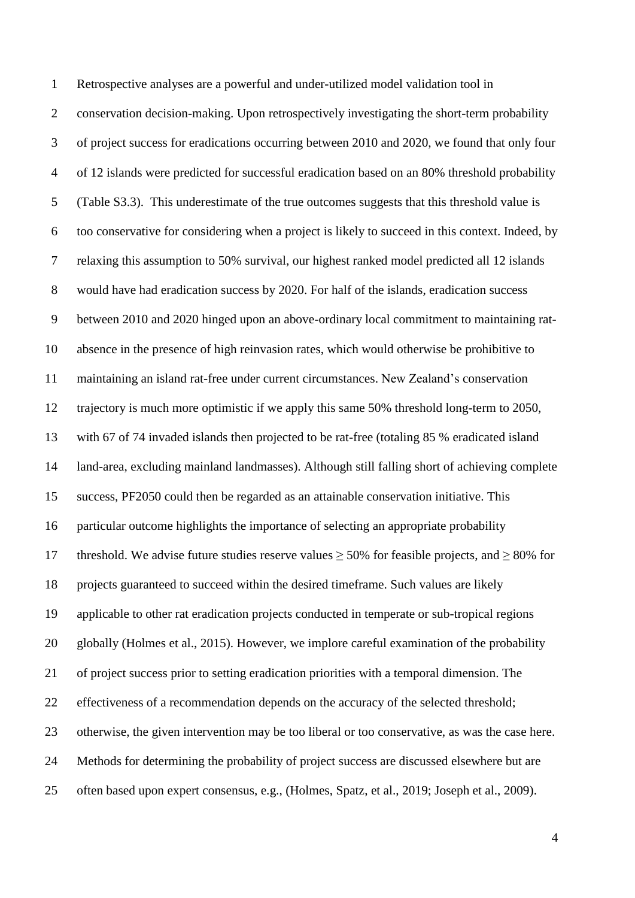Retrospective analyses are a powerful and under-utilized model validation tool in conservation decision-making. Upon retrospectively investigating the short-term probability of project success for eradications occurring between 2010 and 2020, we found that only four of 12 islands were predicted for successful eradication based on an 80% threshold probability (Table S3.3). This underestimate of the true outcomes suggests that this threshold value is too conservative for considering when a project is likely to succeed in this context. Indeed, by relaxing this assumption to 50% survival, our highest ranked model predicted all 12 islands would have had eradication success by 2020. For half of the islands, eradication success between 2010 and 2020 hinged upon an above-ordinary local commitment to maintaining rat-absence in the presence of high reinvasion rates, which would otherwise be prohibitive to maintaining an island rat-free under current circumstances. New Zealand's conservation trajectory is much more optimistic if we apply this same 50% threshold long-term to 2050, with 67 of 74 invaded islands then projected to be rat-free (totaling 85 % eradicated island land-area, excluding mainland landmasses). Although still falling short of achieving complete success, PF2050 could then be regarded as an attainable conservation initiative. This particular outcome highlights the importance of selecting an appropriate probability threshold. We advise future studies reserve values $\geq$ 50% for feasible projects, and $\geq$ 80% for projects guaranteed to succeed within the desired timeframe. Such values are likely applicable to other rat eradication projects conducted in temperate or sub-tropical regions globally (Holmes et al., 2015). However, we implore careful examination of the probability of project success prior to setting eradication priorities with a temporal dimension. The effectiveness of a recommendation depends on the accuracy of the selected threshold; otherwise, the given intervention may be too liberal or too conservative, as was the case here. Methods for determining the probability of project success are discussed elsewhere but are often based upon expert consensus, e.g., (Holmes, Spatz, et al., 2019; Joseph et al., 2009).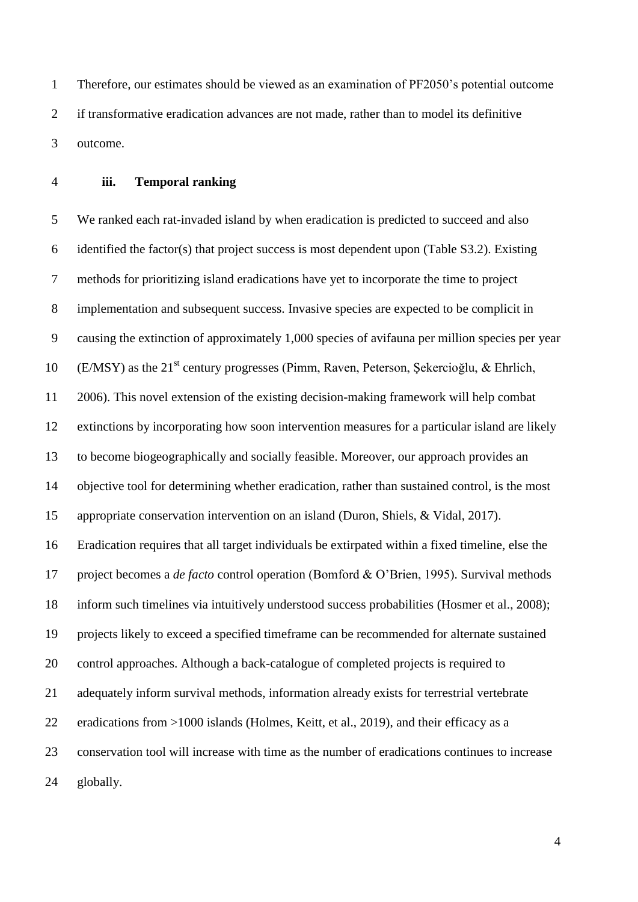Therefore, our estimates should be viewed as an examination of PF2050's potential outcome if transformative eradication advances are not made, rather than to model its definitive outcome.

### iii. Temporal ranking

We ranked each rat-invaded island by when eradication is predicted to succeed and also identified the factor(s) that project success is most dependent upon (Table S3.2). Existing methods for prioritizing island eradications have yet to incorporate the time to project implementation and subsequent success. Invasive species are expected to be complicit in causing the extinction of approximately 1,000 species of avifauna per million species per year (E/MSY) as the 21st century progresses (Pimm, Raven, Peterson, Şekercioğlu, & Ehrlich, 2006). This novel extension of the existing decision-making framework will help combat extinctions by incorporating how soon intervention measures for a particular island are likely to become biogeographically and socially feasible. Moreover, our approach provides an objective tool for determining whether eradication, rather than sustained control, is the most appropriate conservation intervention on an island (Duron, Shiels, & Vidal, 2017). Eradication requires that all target individuals be extirpated within a fixed timeline, else the project becomes a *de facto* control operation (Bomford & O'Brien, 1995). Survival methods inform such timelines via intuitively understood success probabilities (Hosmer et al., 2008); projects likely to exceed a specified timeframe can be recommended for alternate sustained control approaches. Although a back-catalogue of completed projects is required to adequately inform survival methods, information already exists for terrestrial vertebrate eradications from >1000 islands (Holmes, Keitt, et al., 2019), and their efficacy as a conservation tool will increase with time as the number of eradications continues to increase globally.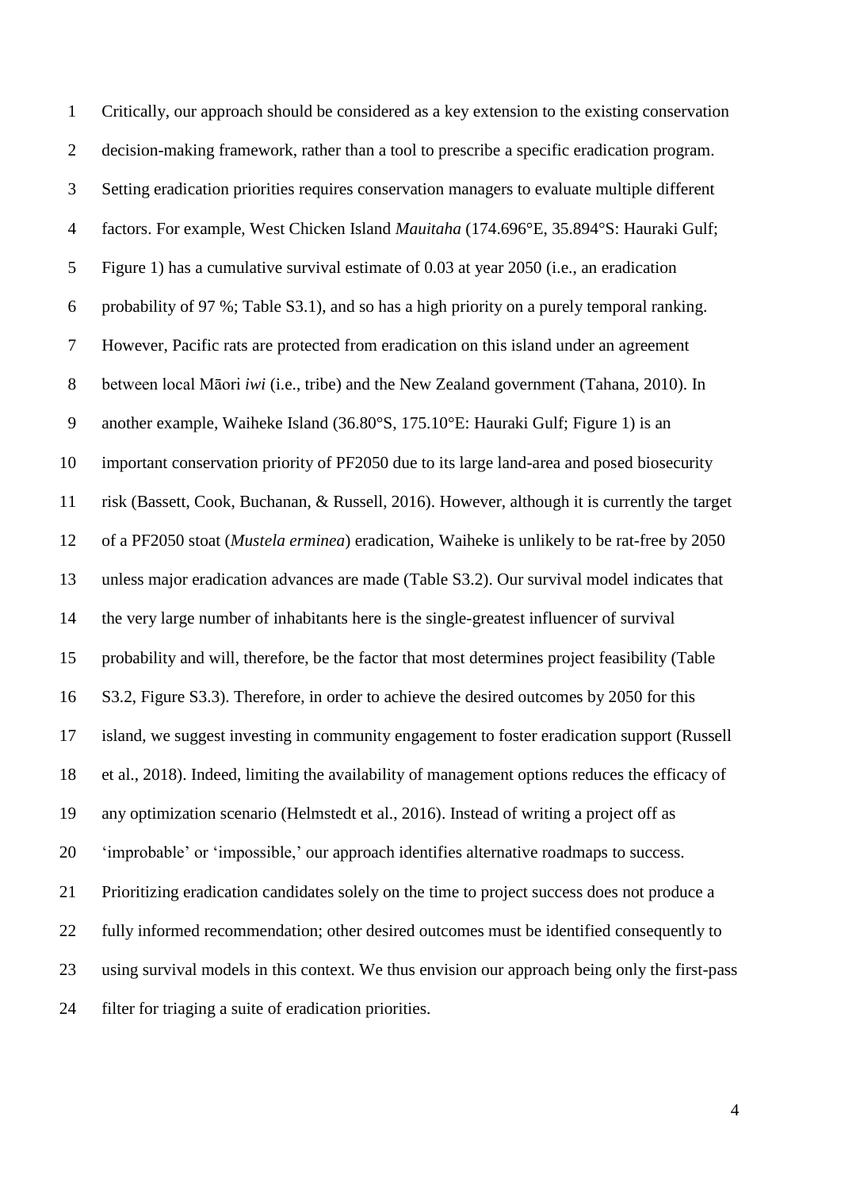Critically, our approach should be considered as a key extension to the existing conservation decision-making framework, rather than a tool to prescribe a specific eradication program. Setting eradication priorities requires conservation managers to evaluate multiple different factors. For example, West Chicken Island *Mauitaha* (174.696°E, 35.894°S: Hauraki Gulf; Figure 1) has a cumulative survival estimate of 0.03 at year 2050 (i.e., an eradication probability of 97 %; Table S3.1), and so has a high priority on a purely temporal ranking. However, Pacific rats are protected from eradication on this island under an agreement between local Māori *iwi* (i.e., tribe) and the New Zealand government (Tahana, 2010). In another example, Waiheke Island (36.80°S, 175.10°E: Hauraki Gulf; Figure 1) is an important conservation priority of PF2050 due to its large land-area and posed biosecurity risk (Bassett, Cook, Buchanan, & Russell, 2016). However, although it is currently the target of a PF2050 stoat (*Mustela erminea*) eradication, Waiheke is unlikely to be rat-free by 2050 unless major eradication advances are made (Table S3.2). Our survival model indicates that the very large number of inhabitants here is the single-greatest influencer of survival probability and will, therefore, be the factor that most determines project feasibility (Table S3.2, Figure S3.3). Therefore, in order to achieve the desired outcomes by 2050 for this island, we suggest investing in community engagement to foster eradication support (Russell et al., 2018). Indeed, limiting the availability of management options reduces the efficacy of any optimization scenario (Helmstedt et al., 2016). Instead of writing a project off as 'improbable' or 'impossible,' our approach identifies alternative roadmaps to success. Prioritizing eradication candidates solely on the time to project success does not produce a fully informed recommendation; other desired outcomes must be identified consequently to using survival models in this context. We thus envision our approach being only the first-pass filter for triaging a suite of eradication priorities.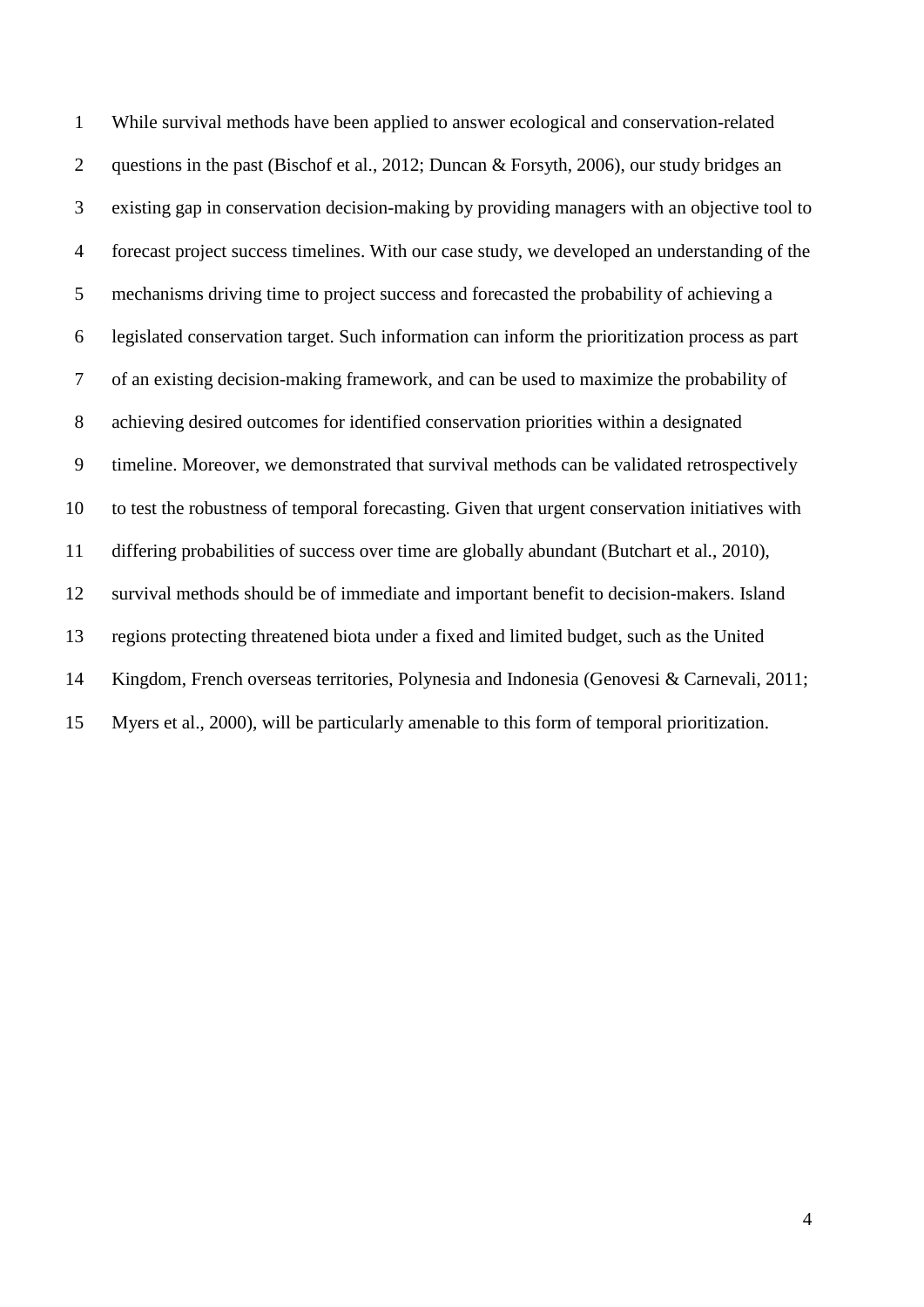While survival methods have been applied to answer ecological and conservation-related questions in the past (Bischof et al., 2012; Duncan & Forsyth, 2006), our study bridges an existing gap in conservation decision-making by providing managers with an objective tool to forecast project success timelines. With our case study, we developed an understanding of the mechanisms driving time to project success and forecasted the probability of achieving a legislated conservation target. Such information can inform the prioritization process as part of an existing decision-making framework, and can be used to maximize the probability of achieving desired outcomes for identified conservation priorities within a designated timeline. Moreover, we demonstrated that survival methods can be validated retrospectively to test the robustness of temporal forecasting. Given that urgent conservation initiatives with differing probabilities of success over time are globally abundant (Butchart et al., 2010), survival methods should be of immediate and important benefit to decision-makers. Island regions protecting threatened biota under a fixed and limited budget, such as the United Kingdom, French overseas territories, Polynesia and Indonesia (Genovesi & Carnevali, 2011; Myers et al., 2000), will be particularly amenable to this form of temporal prioritization.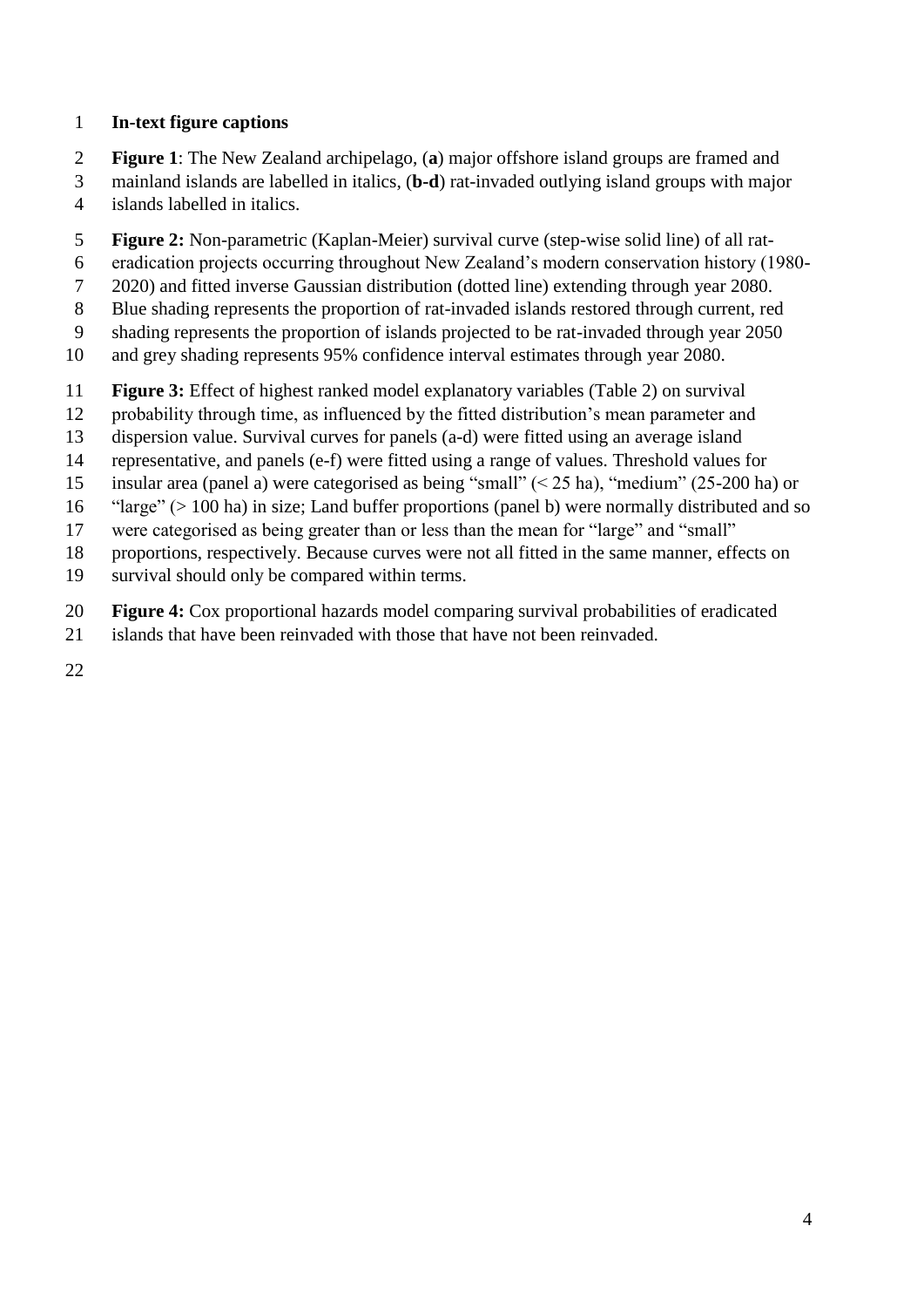**In-text figure captions**

**Figure 1**: The New Zealand archipelago, (**a**) major offshore island groups are framed and mainland islands are labelled in italics, (**b-d**) rat-invaded outlying island groups with major islands labelled in italics.

**Figure 2:** Non-parametric (Kaplan-Meier) survival curve (step-wise solid line) of all rat-eradication projects occurring throughout New Zealand's modern conservation history (1980-2020) and fitted inverse Gaussian distribution (dotted line) extending through year 2080. Blue shading represents the proportion of rat-invaded islands restored through current, red shading represents the proportion of islands projected to be rat-invaded through year 2050 and grey shading represents 95% confidence interval estimates through year 2080.

**Figure 3:** Effect of highest ranked model explanatory variables (Table 2) on survival probability through time, as influenced by the fitted distribution's mean parameter and dispersion value. Survival curves for panels (a-d) were fitted using an average island representative, and panels (e-f) were fitted using a range of values. Threshold values for insular area (panel a) were categorised as being "small" (< 25 ha), "medium" (25-200 ha) or "large" (> 100 ha) in size; Land buffer proportions (panel b) were normally distributed and so were categorised as being greater than or less than the mean for "large" and "small" proportions, respectively. Because curves were not all fitted in the same manner, effects on survival should only be compared within terms.

**Figure 4:** Cox proportional hazards model comparing survival probabilities of eradicated islands that have been reinvaded with those that have not been reinvaded.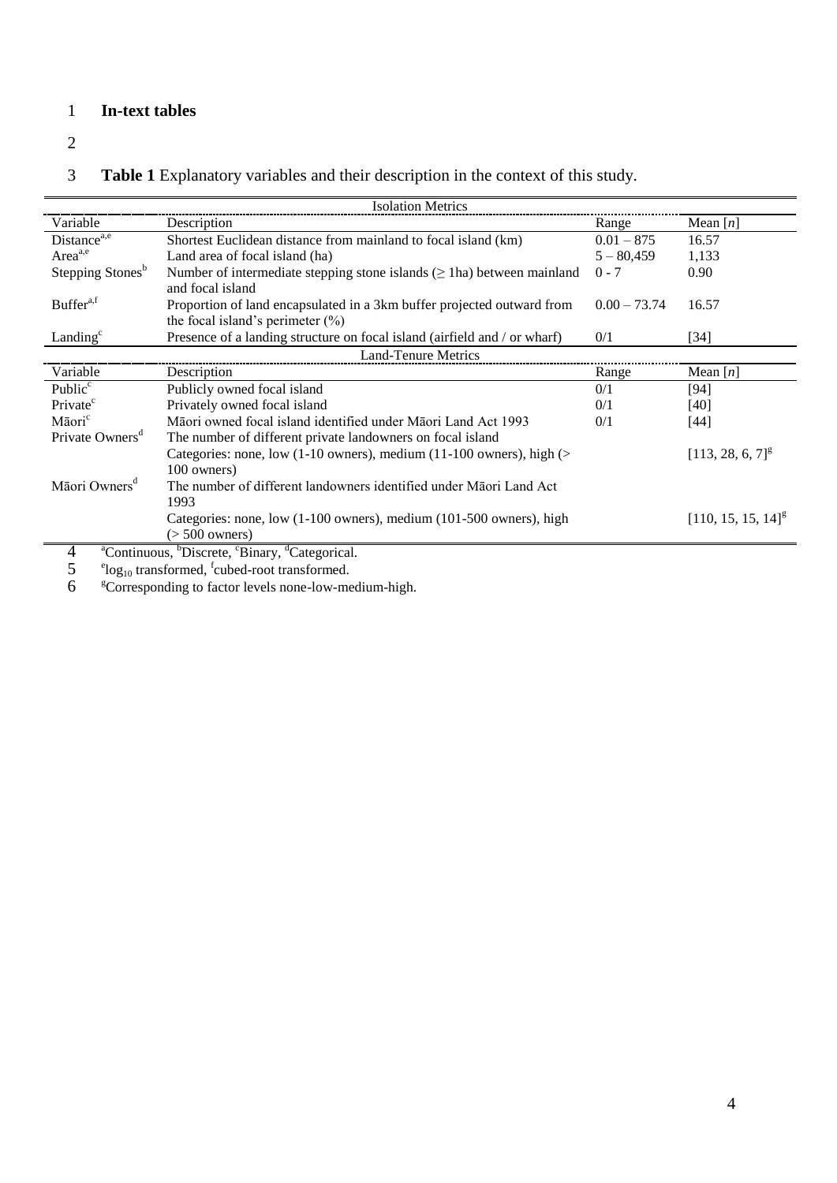## In-text tables

**Table 1** Explanatory variables and their description in the context of this study.

| Isolation Metrics | | | |
|---|---|---|---|
| Variable | Description | Range | Mean [*n*] |
| Distance[a,e] | Shortest Euclidean distance from mainland to focal island (km) | 0.01 – 875 | 16.57 |
| Area[a,e] | Land area of focal island (ha) | 5 – 80,459 | 1,133 |
| Stepping Stones[b] | Number of intermediate stepping stone islands (≥ 1ha) between mainland and focal island | 0 - 7 | 0.90 |
| Buffer[a,f] | Proportion of land encapsulated in a 3km buffer projected outward from the focal island's perimeter (%) | 0.00 – 73.74 | 16.57 |
| Landing[c] | Presence of a landing structure on focal island (airfield and / or wharf) | 0/1 | [34] |
| **Land-Tenure Metrics** | | | |
| Variable | Description | Range | Mean [*n*] |
| Public[c] | Publicly owned focal island | 0/1 | [94] |
| Private[c] | Privately owned focal island | 0/1 | [40] |
| Māori[c] | Māori owned focal island identified under Māori Land Act 1993 | 0/1 | [44] |
| Private Owners[d] | The number of different private landowners on focal island. Categories: none, low (1-10 owners), medium (11-100 owners), high (> 100 owners) | | [113, 28, 6, 7][g] |
| Māori Owners[d] | The number of different landowners identified under Māori Land Act 1993. Categories: none, low (1-100 owners), medium (101-500 owners), high (> 500 owners) | | [110, 15, 15, 14][g] |

[a]Continuous, [b]Discrete, [c]Binary, [d]Categorical.

[e]$\log_{10}$ transformed, [f]cubed-root transformed.

[g]Corresponding to factor levels none-low-medium-high.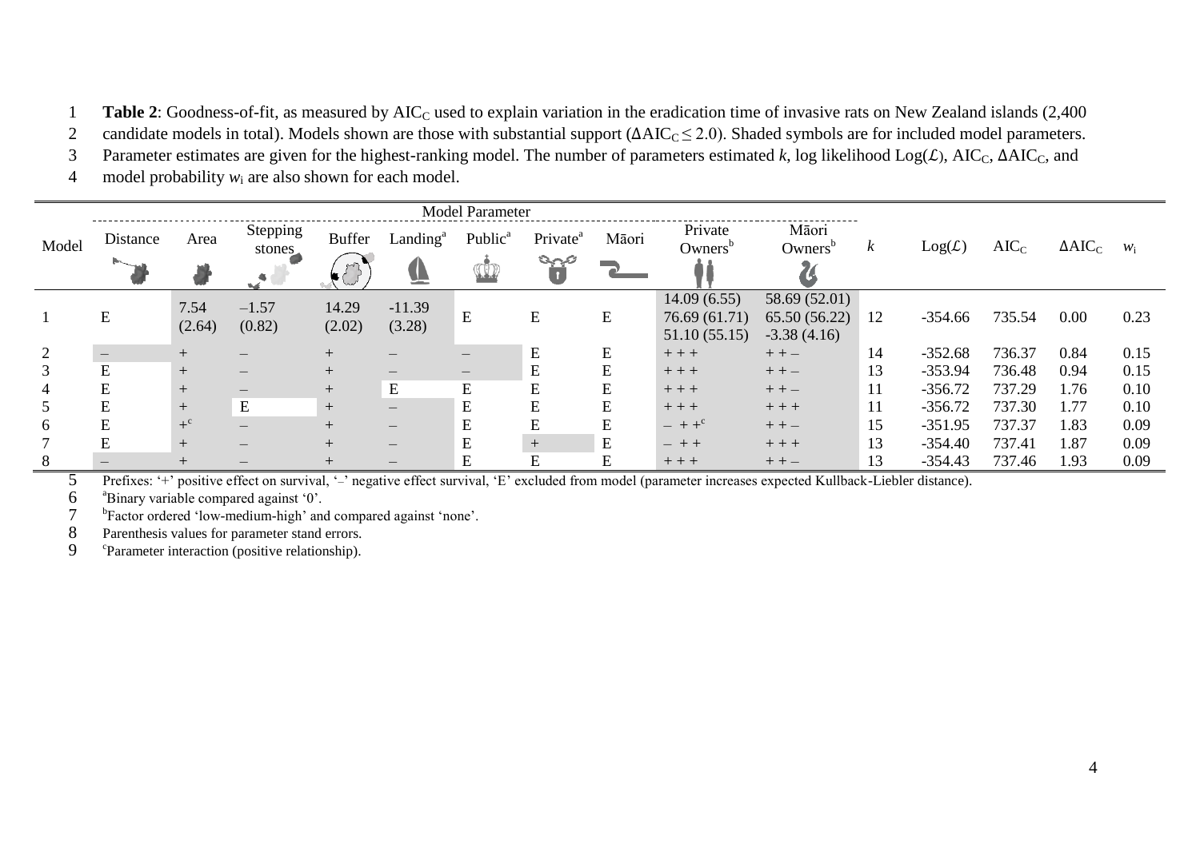**Table 2**: Goodness-of-fit, as measured by $AIC_C$ used to explain variation in the eradication time of invasive rats on New Zealand islands (2,400 candidate models in total). Models shown are those with substantial support ($\Delta AIC_C \leq 2.0$). Shaded symbols are for included model parameters. Parameter estimates are given for the highest-ranking model. The number of parameters estimated $k$, log likelihood $Log(\mathcal{L})$, $AIC_C$, $\Delta AIC_C$, and model probability $w_i$ are also shown for each model.

| Model | Distance | Area | Stepping stones | Buffer | Landing[a] | Public[a] | Private[a] | Māori | Private Owners[b] | Māori Owners[b] | $k$ | $Log(\mathcal{L})$ | $AIC_C$ | $\Delta AIC_C$ | $w_i$ |
|---|---|---|---|---|---|---|---|---|---|---|---|---|---|---|---|
| 1 | E | 7.54 (2.64) | –1.57 (0.82) | 14.29 (2.02) | -11.39 (3.28) | E | E | E | 14.09 (6.55) 76.69 (61.71) 51.10 (55.15) | 58.69 (52.01) 65.50 (56.22) -3.38 (4.16) | 12 | -354.66 | 735.54 | 0.00 | 0.23 |
| 2 | – | + | – | + | – | – | E | E | + + + | + + – | 14 | -352.68 | 736.37 | 0.84 | 0.15 |
| 3 | E | + | – | + | – | – | E | E | + + + | + + – | 13 | -353.94 | 736.48 | 0.94 | 0.15 |
| 4 | E | + | – | + | E | E | E | E | + + + | + + – | 11 | -356.72 | 737.29 | 1.76 | 0.10 |
| 5 | E | + | E | + | – | E | E | E | + + + | + + + | 11 | -356.72 | 737.30 | 1.77 | 0.10 |
| 6 | E | +[c] | – | + | – | E | E | E | – + +[c] | + + – | 15 | -351.95 | 737.37 | 1.83 | 0.09 |
| 7 | E | + | – | + | – | E | + | E | – + + | + + + | 13 | -354.40 | 737.41 | 1.87 | 0.09 |
| 8 | – | + | – | + | – | E | E | E | + + + | + + – | 13 | -354.43 | 737.46 | 1.93 | 0.09 |

Prefixes: '+' positive effect on survival, '–' negative effect survival, 'E' excluded from model (parameter increases expected Kullback-Leibler distance).

[a]Binary variable compared against '0'.

[b]Factor ordered 'low-medium-high' and compared against 'none'.

Parenthesis values for parameter stand errors.

[c]Parameter interaction (positive relationship).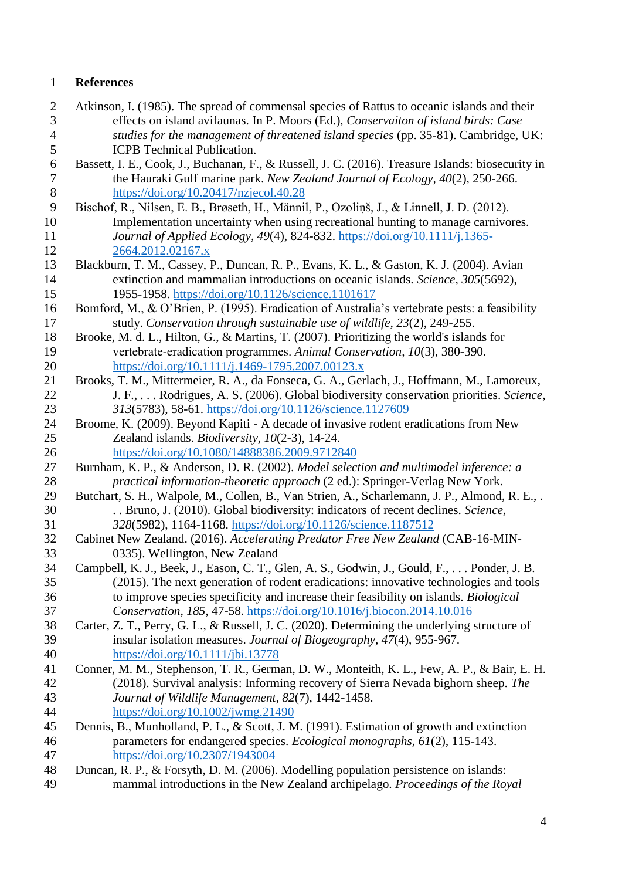# References

Atkinson, I. (1985). The spread of commensal species of Rattus to oceanic islands and their effects on island avifaunas. In P. Moors (Ed.), *Conservaiton of island birds: Case studies for the management of threatened island species* (pp. 35-81). Cambridge, UK: ICPB Technical Publication.

Bassett, I. E., Cook, J., Buchanan, F., & Russell, J. C. (2016). Treasure Islands: biosecurity in the Hauraki Gulf marine park. *New Zealand Journal of Ecology, 40*(2), 250-266. https://doi.org/10.20417/nzjecol.40.28

Bischof, R., Nilsen, E. B., Brøseth, H., Männil, P., Ozoliņš, J., & Linnell, J. D. (2012). Implementation uncertainty when using recreational hunting to manage carnivores. *Journal of Applied Ecology, 49*(4), 824-832. https://doi.org/10.1111/j.1365-2664.2012.02167.x

Blackburn, T. M., Cassey, P., Duncan, R. P., Evans, K. L., & Gaston, K. J. (2004). Avian extinction and mammalian introductions on oceanic islands. *Science, 305*(5692), 1955-1958. https://doi.org/10.1126/science.1101617

Bomford, M., & O'Brien, P. (1995). Eradication of Australia's vertebrate pests: a feasibility study. *Conservation through sustainable use of wildlife, 23*(2), 249-255.

Brooke, M. d. L., Hilton, G., & Martins, T. (2007). Prioritizing the world's islands for vertebrate-eradication programmes. *Animal Conservation, 10*(3), 380-390. https://doi.org/10.1111/j.1469-1795.2007.00123.x

Brooks, T. M., Mittermeier, R. A., da Fonseca, G. A., Gerlach, J., Hoffmann, M., Lamoreux, J. F., . . . Rodrigues, A. S. (2006). Global biodiversity conservation priorities. *Science, 313*(5783), 58-61. https://doi.org/10.1126/science.1127609

Broome, K. (2009). Beyond Kapiti - A decade of invasive rodent eradications from New Zealand islands. *Biodiversity, 10*(2-3), 14-24. https://doi.org/10.1080/14888386.2009.9712840

Burnham, K. P., & Anderson, D. R. (2002). *Model selection and multimodel inference: a practical information-theoretic approach* (2 ed.): Springer-Verlag New York.

Butchart, S. H., Walpole, M., Collen, B., Van Strien, A., Scharlemann, J. P., Almond, R. E., . . . Bruno, J. (2010). Global biodiversity: indicators of recent declines. *Science, 328*(5982), 1164-1168. https://doi.org/10.1126/science.1187512

Cabinet New Zealand. (2016). *Accelerating Predator Free New Zealand* (CAB-16-MIN-0335). Wellington, New Zealand

Campbell, K. J., Beek, J., Eason, C. T., Glen, A. S., Godwin, J., Gould, F., . . . Ponder, J. B. (2015). The next generation of rodent eradications: innovative technologies and tools to improve species specificity and increase their feasibility on islands. *Biological Conservation, 185*, 47-58. https://doi.org/10.1016/j.biocon.2014.10.016

Carter, Z. T., Perry, G. L., & Russell, J. C. (2020). Determining the underlying structure of insular isolation measures. *Journal of Biogeography, 47*(4), 955-967. https://doi.org/10.1111/jbi.13778

Conner, M. M., Stephenson, T. R., German, D. W., Monteith, K. L., Few, A. P., & Bair, E. H. (2018). Survival analysis: Informing recovery of Sierra Nevada bighorn sheep. *The Journal of Wildlife Management, 82*(7), 1442-1458. https://doi.org/10.1002/jwmg.21490

Dennis, B., Munholland, P. L., & Scott, J. M. (1991). Estimation of growth and extinction parameters for endangered species. *Ecological monographs, 61*(2), 115-143. https://doi.org/10.2307/1943004

Duncan, R. P., & Forsyth, D. M. (2006). Modelling population persistence on islands: mammal introductions in the New Zealand archipelago. *Proceedings of the Royal*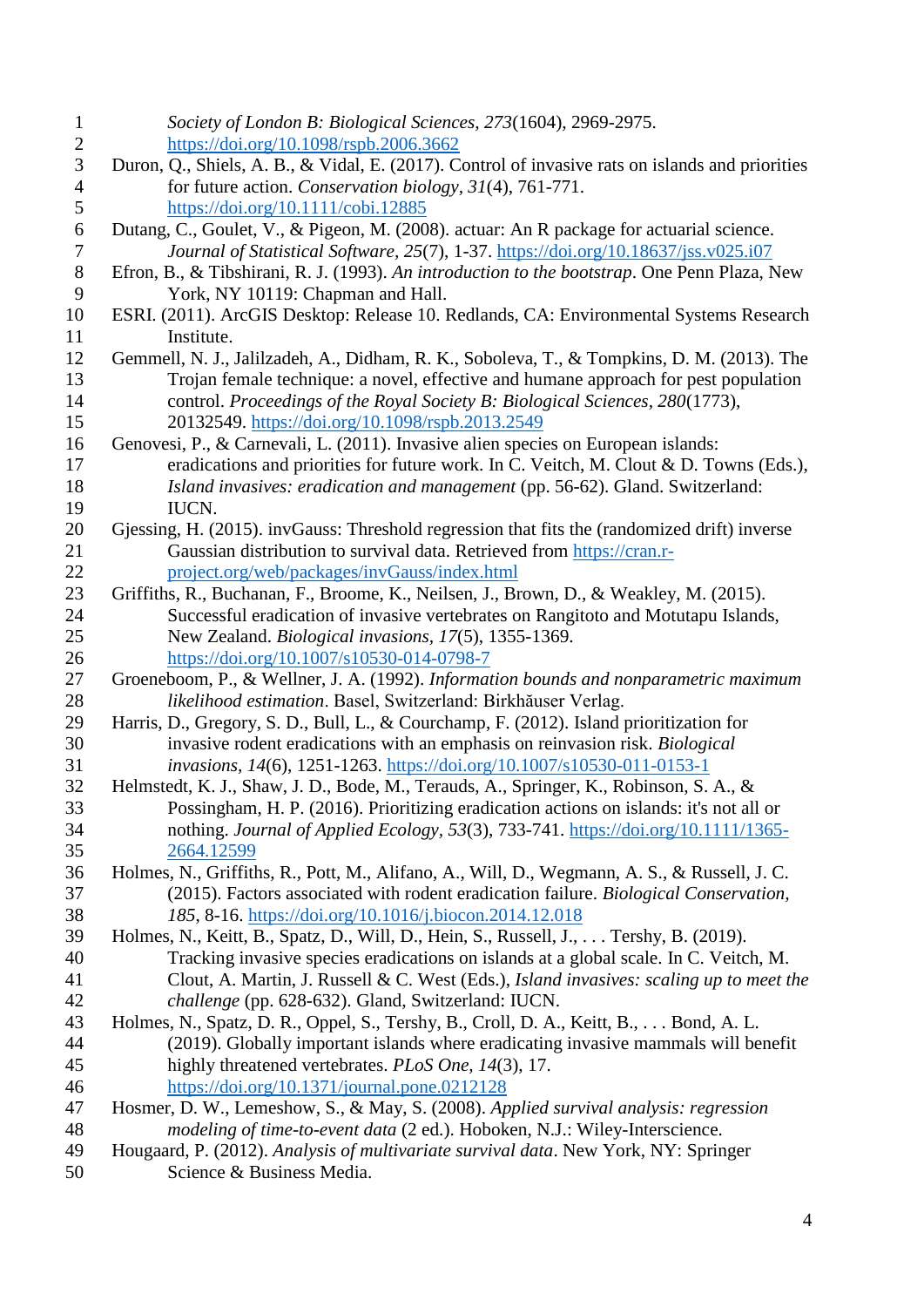*Society of London B: Biological Sciences, 273*(1604), 2969-2975. https://doi.org/10.1098/rspb.2006.3662

Duron, Q., Shiels, A. B., & Vidal, E. (2017). Control of invasive rats on islands and priorities for future action. *Conservation biology, 31*(4), 761-771. https://doi.org/10.1111/cobi.12885

Dutang, C., Goulet, V., & Pigeon, M. (2008). actuar: An R package for actuarial science. *Journal of Statistical Software, 25*(7), 1-37. https://doi.org/10.18637/jss.v025.i07

Efron, B., & Tibshirani, R. J. (1993). *An introduction to the bootstrap*. One Penn Plaza, New York, NY 10119: Chapman and Hall.

ESRI. (2011). ArcGIS Desktop: Release 10. Redlands, CA: Environmental Systems Research Institute.

Gemmell, N. J., Jalilzadeh, A., Didham, R. K., Soboleva, T., & Tompkins, D. M. (2013). The Trojan female technique: a novel, effective and humane approach for pest population control. *Proceedings of the Royal Society B: Biological Sciences, 280*(1773), 20132549. https://doi.org/10.1098/rspb.2013.2549

Genovesi, P., & Carnevali, L. (2011). Invasive alien species on European islands: eradications and priorities for future work. In C. Veitch, M. Clout & D. Towns (Eds.), *Island invasives: eradication and management* (pp. 56-62). Gland. Switzerland: IUCN.

Gjessing, H. (2015). invGauss: Threshold regression that fits the (randomized drift) inverse Gaussian distribution to survival data. Retrieved from https://cran.r-project.org/web/packages/invGauss/index.html

Griffiths, R., Buchanan, F., Broome, K., Neilsen, J., Brown, D., & Weakley, M. (2015). Successful eradication of invasive vertebrates on Rangitoto and Motutapu Islands, New Zealand. *Biological invasions, 17*(5), 1355-1369. https://doi.org/10.1007/s10530-014-0798-7

Groeneboom, P., & Wellner, J. A. (1992). *Information bounds and nonparametric maximum likelihood estimation*. Basel, Switzerland: Birkhăuser Verlag.

Harris, D., Gregory, S. D., Bull, L., & Courchamp, F. (2012). Island prioritization for invasive rodent eradications with an emphasis on reinvasion risk. *Biological invasions, 14*(6), 1251-1263. https://doi.org/10.1007/s10530-011-0153-1

Helmstedt, K. J., Shaw, J. D., Bode, M., Terauds, A., Springer, K., Robinson, S. A., & Possingham, H. P. (2016). Prioritizing eradication actions on islands: it's not all or nothing. *Journal of Applied Ecology, 53*(3), 733-741. https://doi.org/10.1111/1365-2664.12599

Holmes, N., Griffiths, R., Pott, M., Alifano, A., Will, D., Wegmann, A. S., & Russell, J. C. (2015). Factors associated with rodent eradication failure. *Biological Conservation, 185*, 8-16. https://doi.org/10.1016/j.biocon.2014.12.018

Holmes, N., Keitt, B., Spatz, D., Will, D., Hein, S., Russell, J., . . . Tershy, B. (2019). Tracking invasive species eradications on islands at a global scale. In C. Veitch, M. Clout, A. Martin, J. Russell & C. West (Eds.), *Island invasives: scaling up to meet the challenge* (pp. 628-632). Gland, Switzerland: IUCN.

Holmes, N., Spatz, D. R., Oppel, S., Tershy, B., Croll, D. A., Keitt, B., . . . Bond, A. L. (2019). Globally important islands where eradicating invasive mammals will benefit highly threatened vertebrates. *PLoS One, 14*(3), 17. https://doi.org/10.1371/journal.pone.0212128

Hosmer, D. W., Lemeshow, S., & May, S. (2008). *Applied survival analysis: regression modeling of time-to-event data* (2 ed.). Hoboken, N.J.: Wiley-Interscience.

Hougaard, P. (2012). *Analysis of multivariate survival data*. New York, NY: Springer Science & Business Media.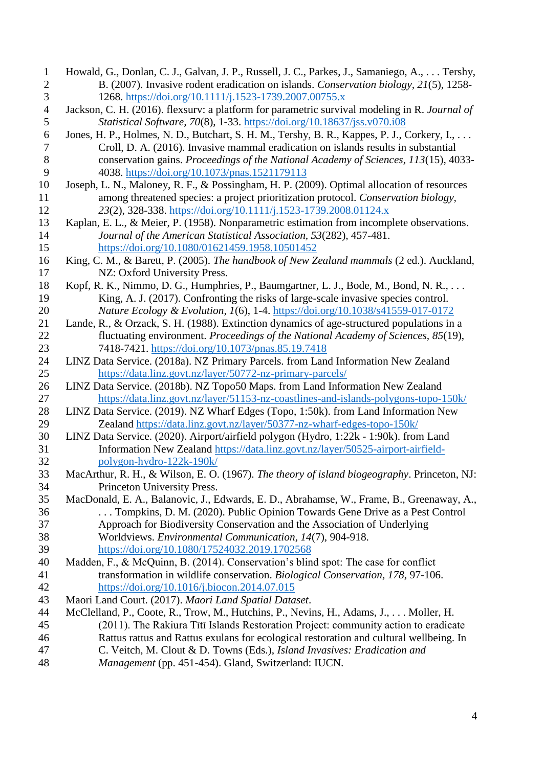Howald, G., Donlan, C. J., Galvan, J. P., Russell, J. C., Parkes, J., Samaniego, A., . . . Tershy, B. (2007). Invasive rodent eradication on islands. *Conservation biology, 21*(5), 1258-1268. https://doi.org/10.1111/j.1523-1739.2007.00755.x

Jackson, C. H. (2016). flexsurv: a platform for parametric survival modeling in R. *Journal of Statistical Software, 70*(8), 1-33. https://doi.org/10.18637/jss.v070.i08

Jones, H. P., Holmes, N. D., Butchart, S. H. M., Tershy, B. R., Kappes, P. J., Corkery, I., . . . Croll, D. A. (2016). Invasive mammal eradication on islands results in substantial conservation gains. *Proceedings of the National Academy of Sciences, 113*(15), 4033-4038. https://doi.org/10.1073/pnas.1521179113

Joseph, L. N., Maloney, R. F., & Possingham, H. P. (2009). Optimal allocation of resources among threatened species: a project prioritization protocol. *Conservation biology, 23*(2), 328-338. https://doi.org/10.1111/j.1523-1739.2008.01124.x

Kaplan, E. L., & Meier, P. (1958). Nonparametric estimation from incomplete observations. *Journal of the American Statistical Association, 53*(282), 457-481. https://doi.org/10.1080/01621459.1958.10501452

King, C. M., & Barett, P. (2005). *The handbook of New Zealand mammals* (2 ed.). Auckland, NZ: Oxford University Press.

Kopf, R. K., Nimmo, D. G., Humphries, P., Baumgartner, L. J., Bode, M., Bond, N. R., . . . King, A. J. (2017). Confronting the risks of large-scale invasive species control. *Nature Ecology & Evolution, 1*(6), 1-4. https://doi.org/10.1038/s41559-017-0172

Lande, R., & Orzack, S. H. (1988). Extinction dynamics of age-structured populations in a fluctuating environment. *Proceedings of the National Academy of Sciences, 85*(19), 7418-7421. https://doi.org/10.1073/pnas.85.19.7418

LINZ Data Service. (2018a). NZ Primary Parcels. from Land Information New Zealand https://data.linz.govt.nz/layer/50772-nz-primary-parcels/

LINZ Data Service. (2018b). NZ Topo50 Maps. from Land Information New Zealand https://data.linz.govt.nz/layer/51153-nz-coastlines-and-islands-polygons-topo-150k/

LINZ Data Service. (2019). NZ Wharf Edges (Topo, 1:50k). from Land Information New Zealand https://data.linz.govt.nz/layer/50377-nz-wharf-edges-topo-150k/

LINZ Data Service. (2020). Airport/airfield polygon (Hydro, 1:22k - 1:90k). from Land Information New Zealand https://data.linz.govt.nz/layer/50525-airport-airfield-polygon-hydro-122k-190k/

MacArthur, R. H., & Wilson, E. O. (1967). *The theory of island biogeography*. Princeton, NJ: Princeton University Press.

MacDonald, E. A., Balanovic, J., Edwards, E. D., Abrahamse, W., Frame, B., Greenaway, A., . . . Tompkins, D. M. (2020). Public Opinion Towards Gene Drive as a Pest Control Approach for Biodiversity Conservation and the Association of Underlying Worldviews. *Environmental Communication, 14*(7), 904-918. https://doi.org/10.1080/17524032.2019.1702568

Madden, F., & McQuinn, B. (2014). Conservation's blind spot: The case for conflict transformation in wildlife conservation. *Biological Conservation, 178*, 97-106. https://doi.org/10.1016/j.biocon.2014.07.015

Maori Land Court. (2017). *Maori Land Spatial Dataset*.

McClelland, P., Coote, R., Trow, M., Hutchins, P., Nevins, H., Adams, J., . . . Moller, H. (2011). The Rakiura Tītī Islands Restoration Project: community action to eradicate Rattus rattus and Rattus exulans for ecological restoration and cultural wellbeing. In C. Veitch, M. Clout & D. Towns (Eds.), *Island Invasives: Eradication and Management* (pp. 451-454). Gland, Switzerland: IUCN.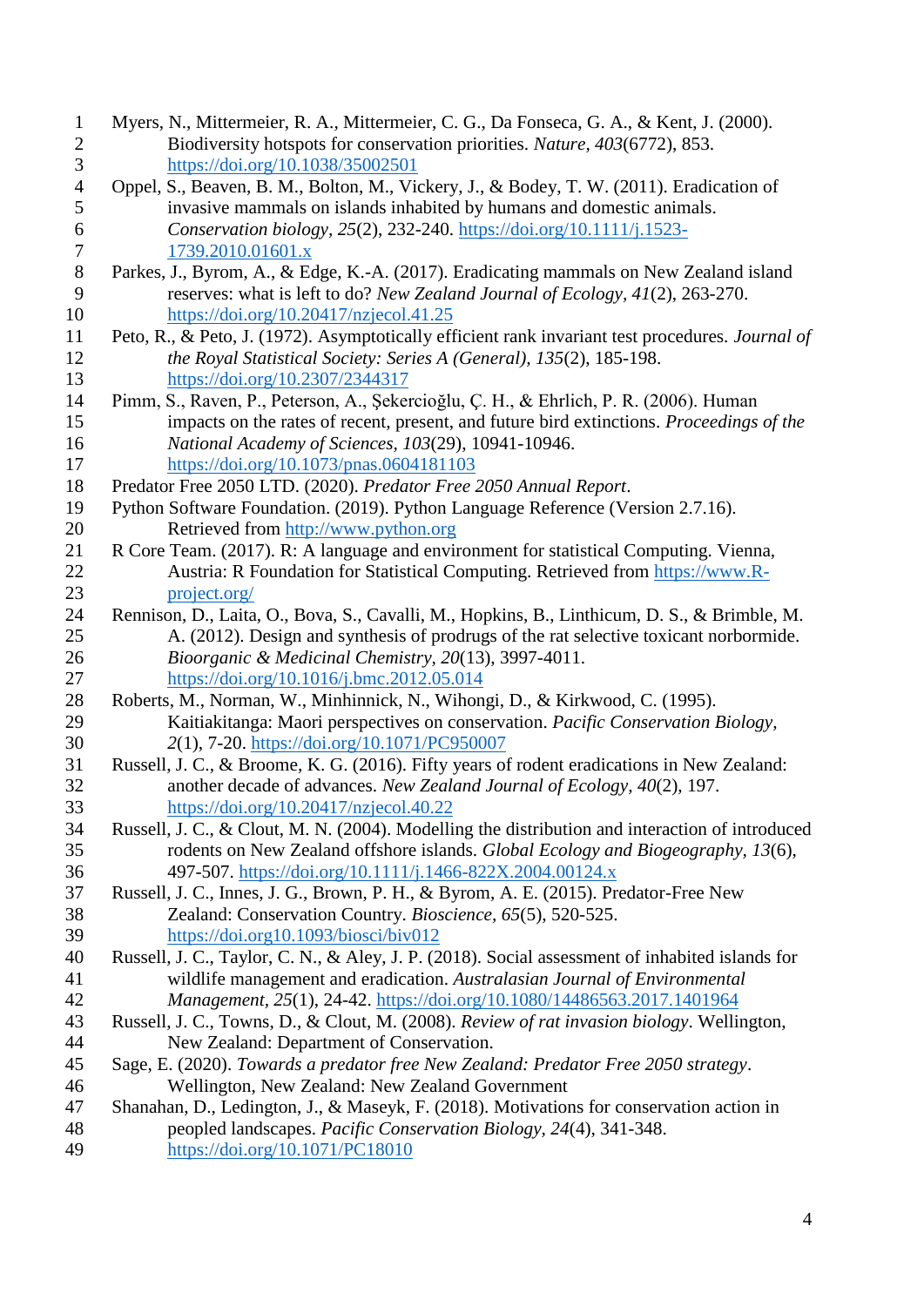Myers, N., Mittermeier, R. A., Mittermeier, C. G., Da Fonseca, G. A., & Kent, J. (2000). Biodiversity hotspots for conservation priorities. *Nature, 403*(6772), 853. https://doi.org/10.1038/35002501

Oppel, S., Beaven, B. M., Bolton, M., Vickery, J., & Bodey, T. W. (2011). Eradication of invasive mammals on islands inhabited by humans and domestic animals. *Conservation biology, 25*(2), 232-240. https://doi.org/10.1111/j.1523-1739.2010.01601.x

Parkes, J., Byrom, A., & Edge, K.-A. (2017). Eradicating mammals on New Zealand island reserves: what is left to do? *New Zealand Journal of Ecology, 41*(2), 263-270. https://doi.org/10.20417/nzjecol.41.25

Peto, R., & Peto, J. (1972). Asymptotically efficient rank invariant test procedures. *Journal of the Royal Statistical Society: Series A (General), 135*(2), 185-198. https://doi.org/10.2307/2344317

Pimm, S., Raven, P., Peterson, A., Şekercioğlu, Ç. H., & Ehrlich, P. R. (2006). Human impacts on the rates of recent, present, and future bird extinctions. *Proceedings of the National Academy of Sciences, 103*(29), 10941-10946. https://doi.org/10.1073/pnas.0604181103

Predator Free 2050 LTD. (2020). *Predator Free 2050 Annual Report*.

Python Software Foundation. (2019). Python Language Reference (Version 2.7.16). Retrieved from http://www.python.org

R Core Team. (2017). R: A language and environment for statistical Computing. Vienna, Austria: R Foundation for Statistical Computing. Retrieved from https://www.R-project.org/

Rennison, D., Laita, O., Bova, S., Cavalli, M., Hopkins, B., Linthicum, D. S., & Brimble, M. A. (2012). Design and synthesis of prodrugs of the rat selective toxicant norbormide. *Bioorganic & Medicinal Chemistry, 20*(13), 3997-4011. https://doi.org/10.1016/j.bmc.2012.05.014

Roberts, M., Norman, W., Minhinnick, N., Wihongi, D., & Kirkwood, C. (1995). Kaitiakitanga: Maori perspectives on conservation. *Pacific Conservation Biology, 2*(1), 7-20. https://doi.org/10.1071/PC950007

Russell, J. C., & Broome, K. G. (2016). Fifty years of rodent eradications in New Zealand: another decade of advances. *New Zealand Journal of Ecology, 40*(2), 197. https://doi.org/10.20417/nzjecol.40.22

Russell, J. C., & Clout, M. N. (2004). Modelling the distribution and interaction of introduced rodents on New Zealand offshore islands. *Global Ecology and Biogeography, 13*(6), 497-507. https://doi.org/10.1111/j.1466-822X.2004.00124.x

Russell, J. C., Innes, J. G., Brown, P. H., & Byrom, A. E. (2015). Predator-Free New Zealand: Conservation Country. *Bioscience, 65*(5), 520-525. https://doi.org10.1093/biosci/biv012

Russell, J. C., Taylor, C. N., & Aley, J. P. (2018). Social assessment of inhabited islands for wildlife management and eradication. *Australasian Journal of Environmental Management, 25*(1), 24-42. https://doi.org/10.1080/14486563.2017.1401964

Russell, J. C., Towns, D., & Clout, M. (2008). *Review of rat invasion biology*. Wellington, New Zealand: Department of Conservation.

Sage, E. (2020). *Towards a predator free New Zealand: Predator Free 2050 strategy*. Wellington, New Zealand: New Zealand Government

Shanahan, D., Ledington, J., & Maseyk, F. (2018). Motivations for conservation action in peopled landscapes. *Pacific Conservation Biology, 24*(4), 341-348. https://doi.org/10.1071/PC18010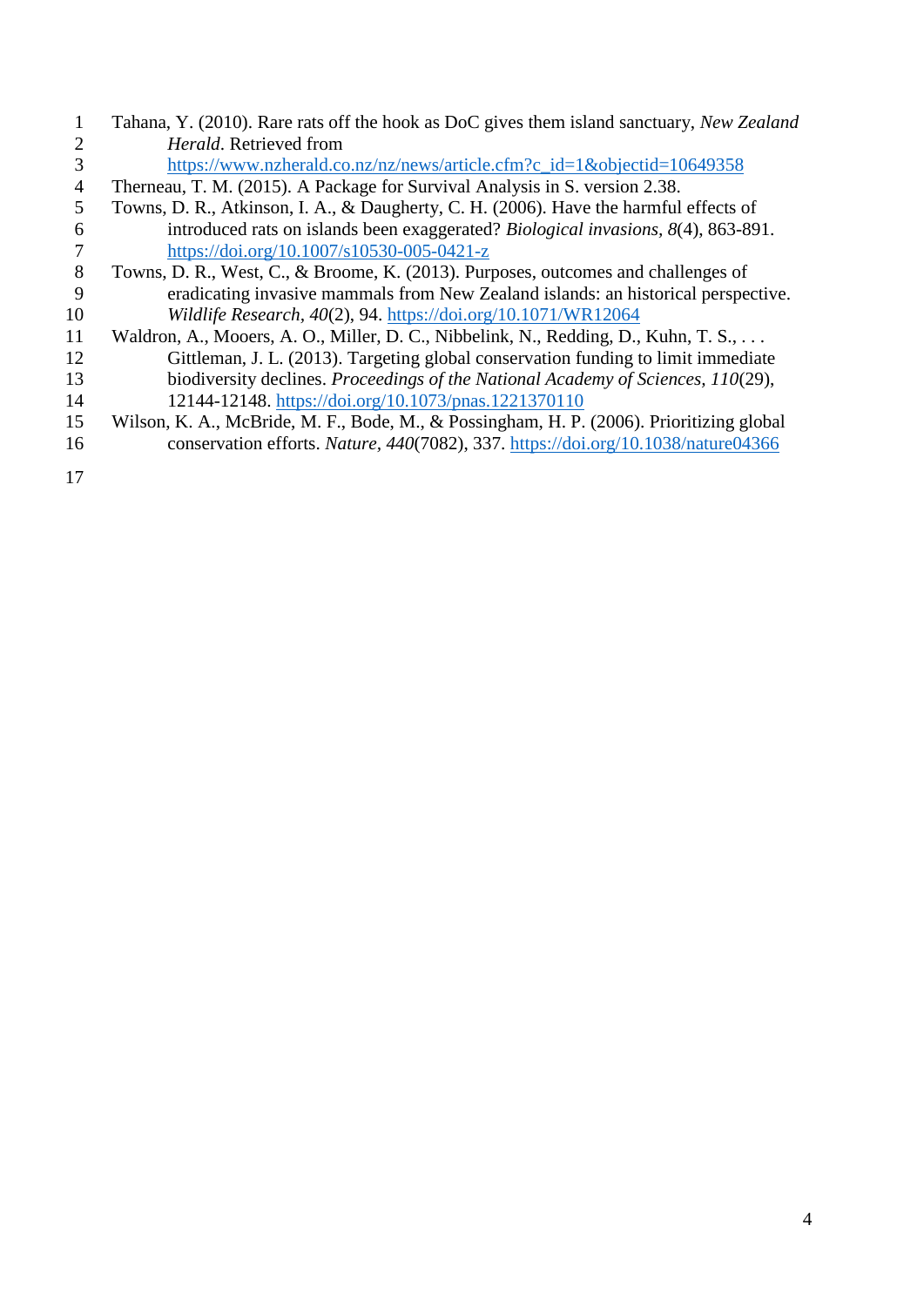Tahana, Y. (2010). Rare rats off the hook as DoC gives them island sanctuary, *New Zealand Herald*. Retrieved from https://www.nzherald.co.nz/nz/news/article.cfm?c_id=1&objectid=10649358

Therneau, T. M. (2015). A Package for Survival Analysis in S. version 2.38.

Towns, D. R., Atkinson, I. A., & Daugherty, C. H. (2006). Have the harmful effects of introduced rats on islands been exaggerated? *Biological invasions*, *8*(4), 863-891. https://doi.org/10.1007/s10530-005-0421-z

Towns, D. R., West, C., & Broome, K. (2013). Purposes, outcomes and challenges of eradicating invasive mammals from New Zealand islands: an historical perspective. *Wildlife Research*, *40*(2), 94. https://doi.org/10.1071/WR12064

Waldron, A., Mooers, A. O., Miller, D. C., Nibbelink, N., Redding, D., Kuhn, T. S., . . . Gittleman, J. L. (2013). Targeting global conservation funding to limit immediate biodiversity declines. *Proceedings of the National Academy of Sciences*, *110*(29), 12144-12148. https://doi.org/10.1073/pnas.1221370110

Wilson, K. A., McBride, M. F., Bode, M., & Possingham, H. P. (2006). Prioritizing global conservation efforts. *Nature*, *440*(7082), 337. https://doi.org/10.1038/nature04366